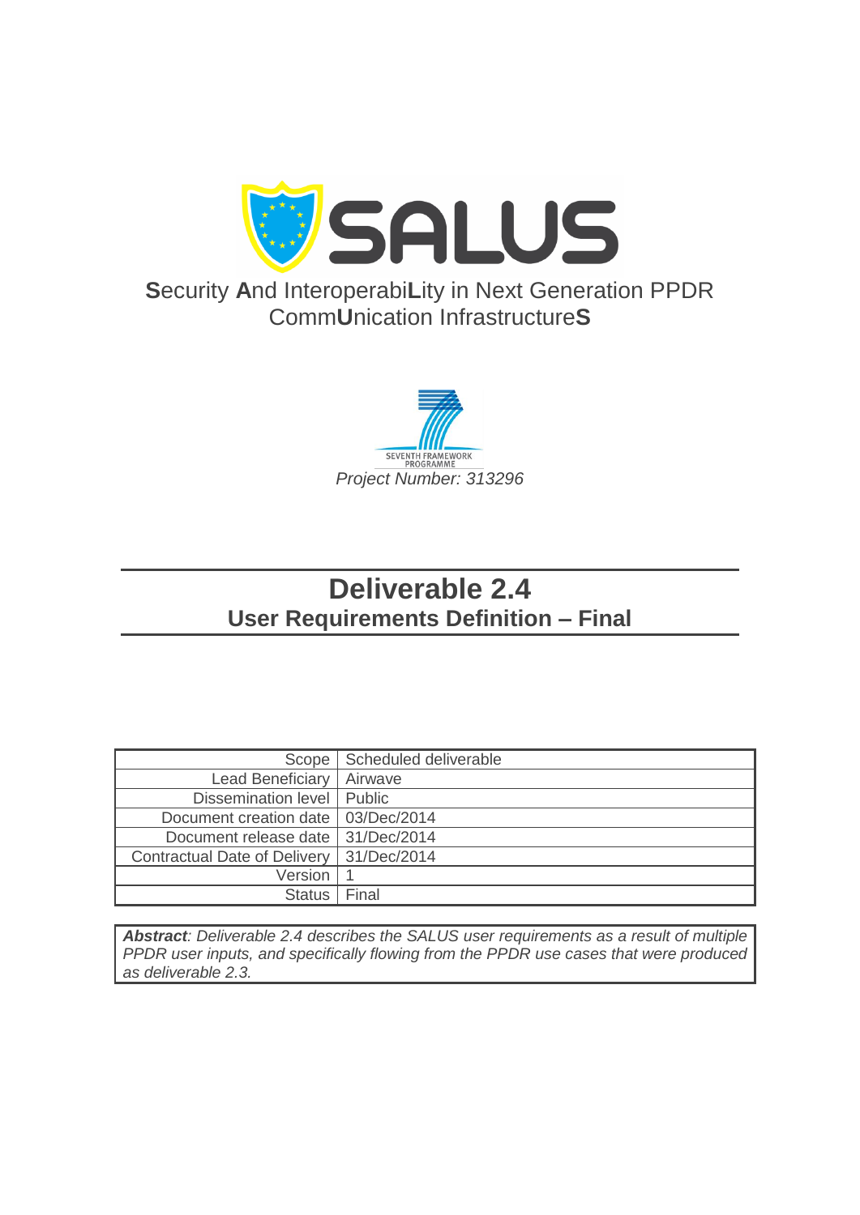# SALUS

**S**ecurity **A**nd InteroperabiLity in Next Generation PPDR CommUnication InfrastructureS

SEVENTH FRAMEWORK PROGRAMME

*Project Number: 313296*

# Deliverable 2.4
## User Requirements Definition – Final

| Scope | Scheduled deliverable |
|---|---|
| Lead Beneficiary | Airwave |
| Dissemination level | Public |
| Document creation date | 03/Dec/2014 |
| Document release date | 31/Dec/2014 |
| Contractual Date of Delivery | 31/Dec/2014 |
| Version | 1 |
| Status | Final |

***Abstract****: Deliverable 2.4 describes the SALUS user requirements as a result of multiple PPDR user inputs, and specifically flowing from the PPDR use cases that were produced as deliverable 2.3.*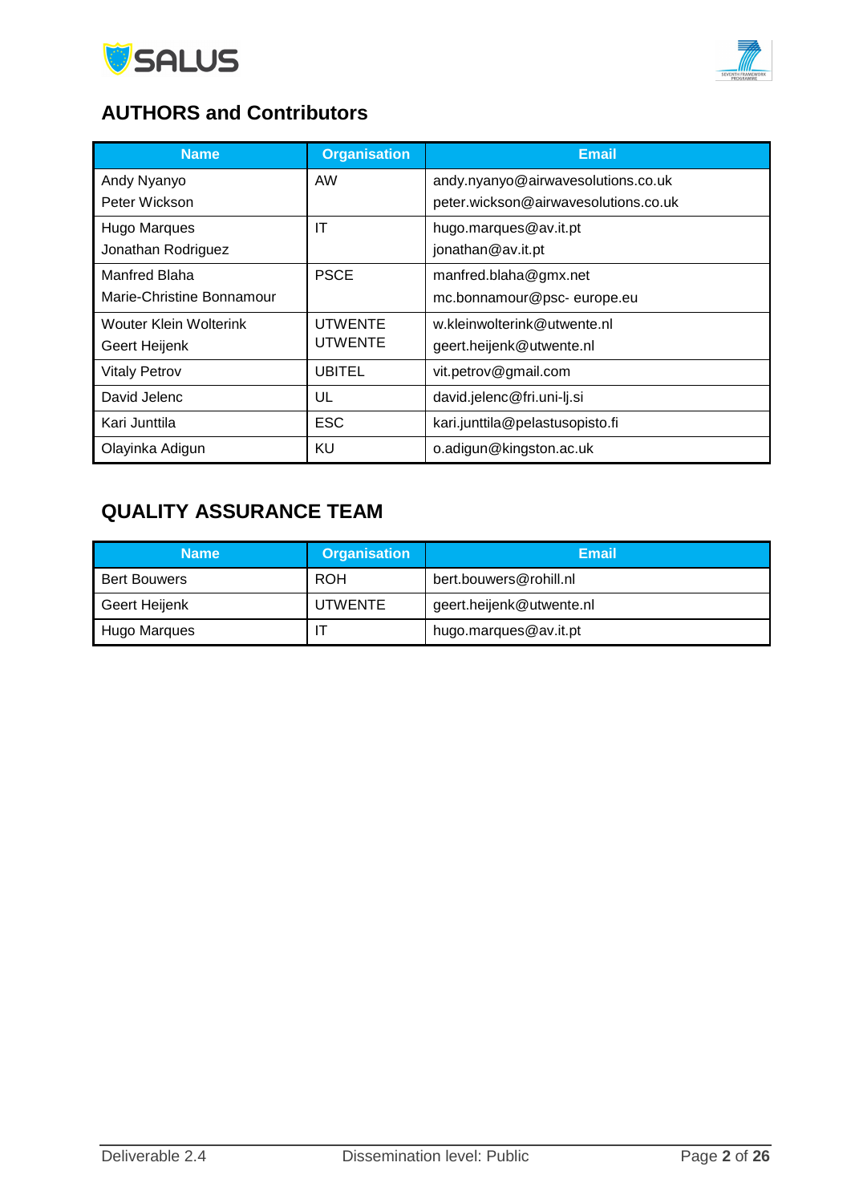## AUTHORS and Contributors

| Name | Organisation | Email |
| --- | --- | --- |
| Andy Nyanyo<br>Peter Wickson | AW | andy.nyanyo@airwavesolutions.co.uk<br>peter.wickson@airwavesolutions.co.uk |
| Hugo Marques<br>Jonathan Rodriguez | IT | hugo.marques@av.it.pt<br>jonathan@av.it.pt |
| Manfred Blaha<br>Marie-Christine Bonnamour | PSCE | manfred.blaha@gmx.net<br>mc.bonnamour@psc- europe.eu |
| Wouter Klein Wolterink<br>Geert Heijenk | UTWENTE<br>UTWENTE | w.kleinwolterink@utwente.nl<br>geert.heijenk@utwente.nl |
| Vitaly Petrov | UBITEL | vit.petrov@gmail.com |
| David Jelenc | UL | david.jelenc@fri.uni-lj.si |
| Kari Junttila | ESC | kari.junttila@pelastusopisto.fi |
| Olayinka Adigun | KU | o.adigun@kingston.ac.uk |

## QUALITY ASSURANCE TEAM

| Name | Organisation | Email |
| --- | --- | --- |
| Bert Bouwers | ROH | bert.bouwers@rohill.nl |
| Geert Heijenk | UTWENTE | geert.heijenk@utwente.nl |
| Hugo Marques | IT | hugo.marques@av.it.pt |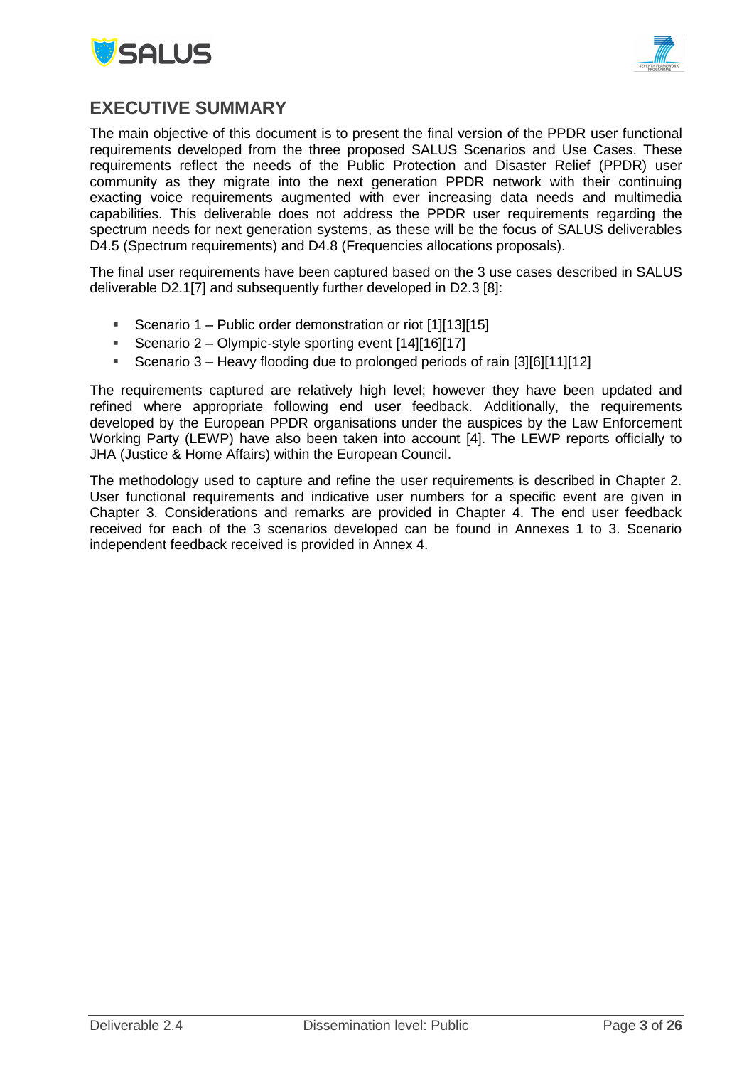# EXECUTIVE SUMMARY

The main objective of this document is to present the final version of the PPDR user functional requirements developed from the three proposed SALUS Scenarios and Use Cases. These requirements reflect the needs of the Public Protection and Disaster Relief (PPDR) user community as they migrate into the next generation PPDR network with their continuing exacting voice requirements augmented with ever increasing data needs and multimedia capabilities. This deliverable does not address the PPDR user requirements regarding the spectrum needs for next generation systems, as these will be the focus of SALUS deliverables D4.5 (Spectrum requirements) and D4.8 (Frequencies allocations proposals).

The final user requirements have been captured based on the 3 use cases described in SALUS deliverable D2.1[7] and subsequently further developed in D2.3 [8]:

- Scenario 1 – Public order demonstration or riot [1][13][15]
- Scenario 2 – Olympic-style sporting event [14][16][17]
- Scenario 3 – Heavy flooding due to prolonged periods of rain [3][6][11][12]

The requirements captured are relatively high level; however they have been updated and refined where appropriate following end user feedback. Additionally, the requirements developed by the European PPDR organisations under the auspices by the Law Enforcement Working Party (LEWP) have also been taken into account [4]. The LEWP reports officially to JHA (Justice & Home Affairs) within the European Council.

The methodology used to capture and refine the user requirements is described in Chapter 2. User functional requirements and indicative user numbers for a specific event are given in Chapter 3. Considerations and remarks are provided in Chapter 4. The end user feedback received for each of the 3 scenarios developed can be found in Annexes 1 to 3. Scenario independent feedback received is provided in Annex 4.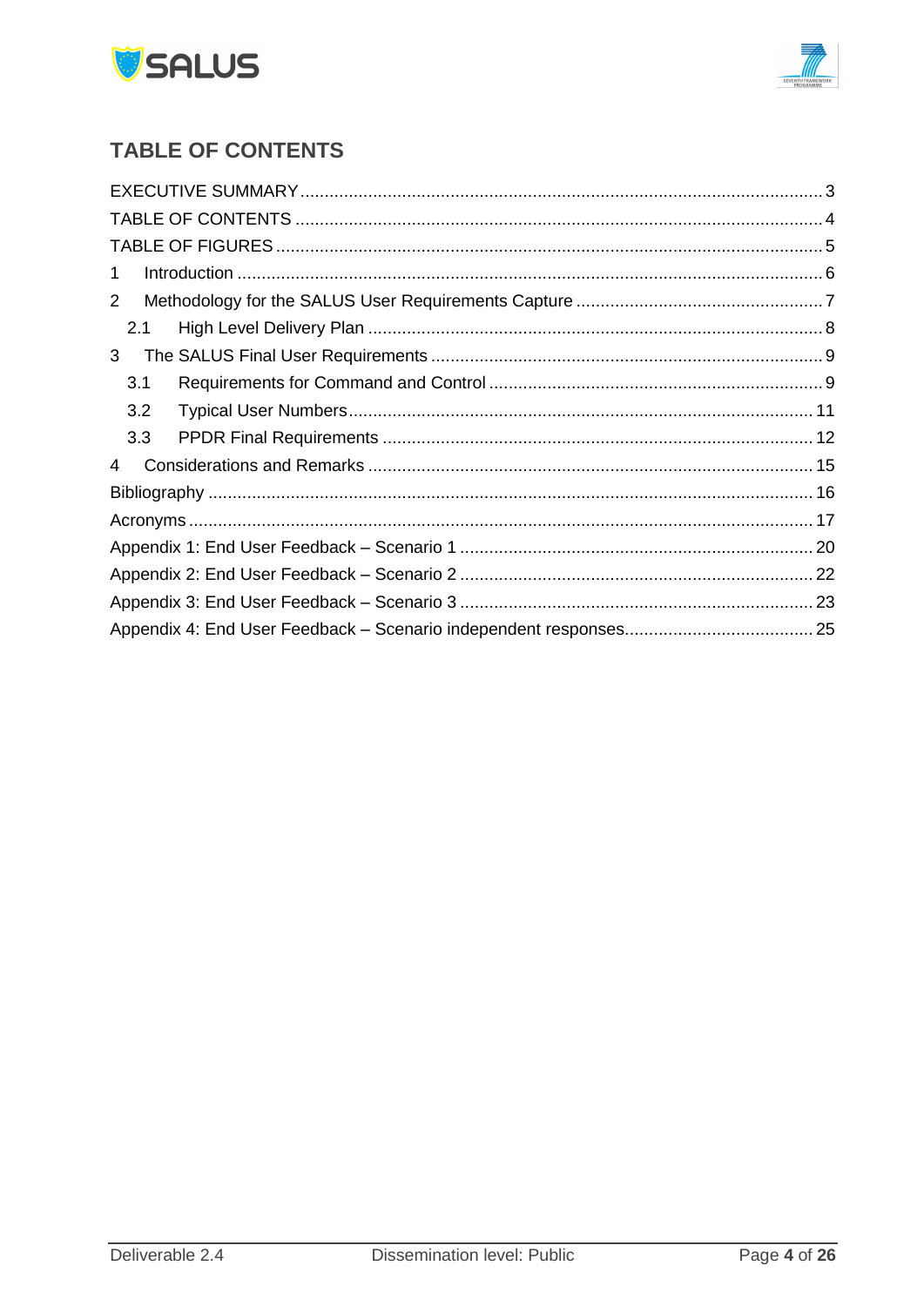# TABLE OF CONTENTS

EXECUTIVE SUMMARY ........................................................................................................... 3
TABLE OF CONTENTS ........................................................................................................... 4
TABLE OF FIGURES ............................................................................................................... 5
1 Introduction ........................................................................................................................ 6
2 Methodology for the SALUS User Requirements Capture ................................................... 7
  2.1 High Level Delivery Plan ............................................................................................... 8
3 The SALUS Final User Requirements ................................................................................. 9
  3.1 Requirements for Command and Control ..................................................................... 9
  3.2 Typical User Numbers ................................................................................................. 11
  3.3 PPDR Final Requirements .......................................................................................... 12
4 Considerations and Remarks ............................................................................................ 15
Bibliography ............................................................................................................................ 16
Acronyms ................................................................................................................................ 17
Appendix 1: End User Feedback – Scenario 1 ........................................................................ 20
Appendix 2: End User Feedback – Scenario 2 ........................................................................ 22
Appendix 3: End User Feedback – Scenario 3 ........................................................................ 23
Appendix 4: End User Feedback – Scenario independent responses ...................................... 25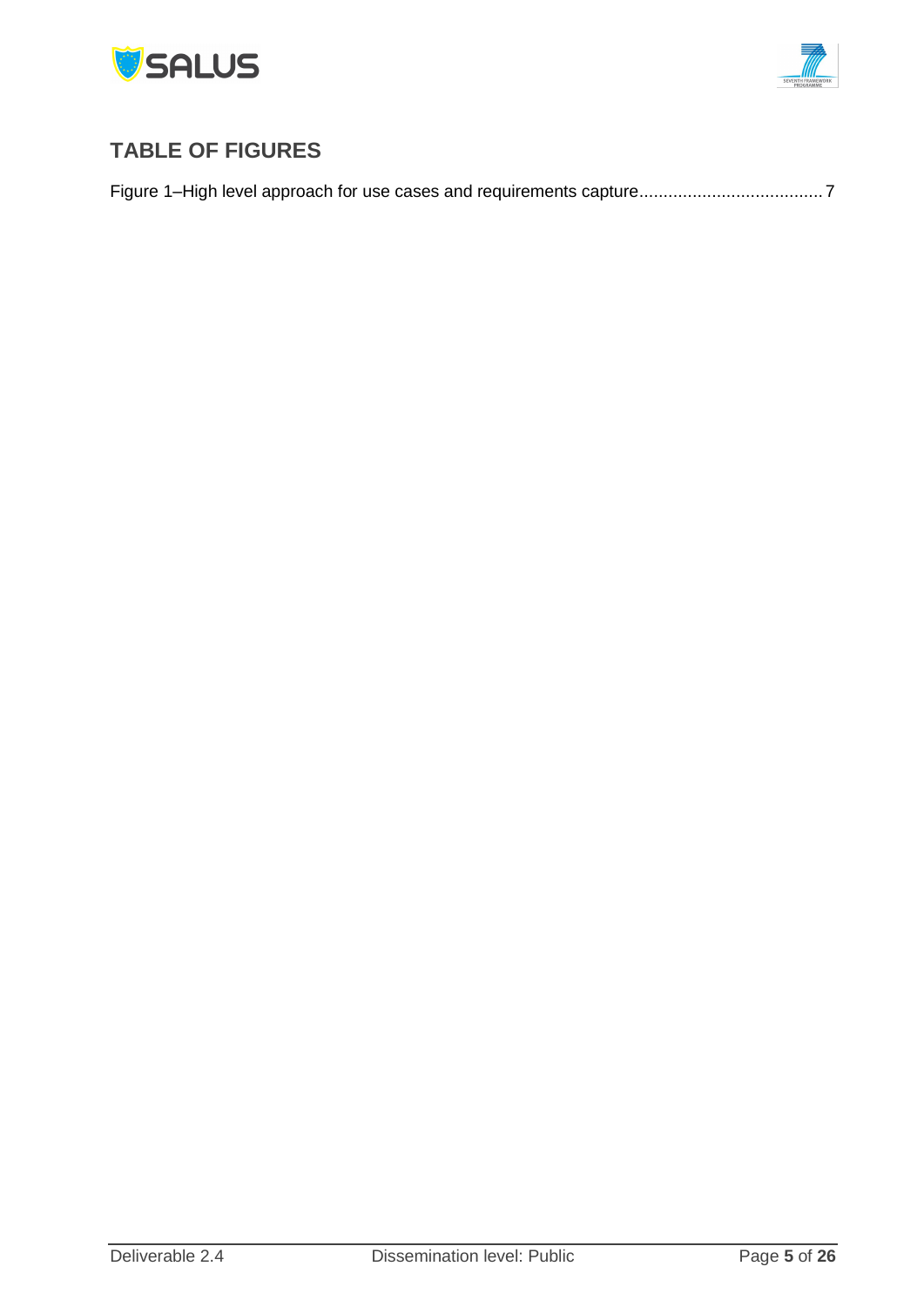## TABLE OF FIGURES

Figure 1–High level approach for use cases and requirements capture..................................... 7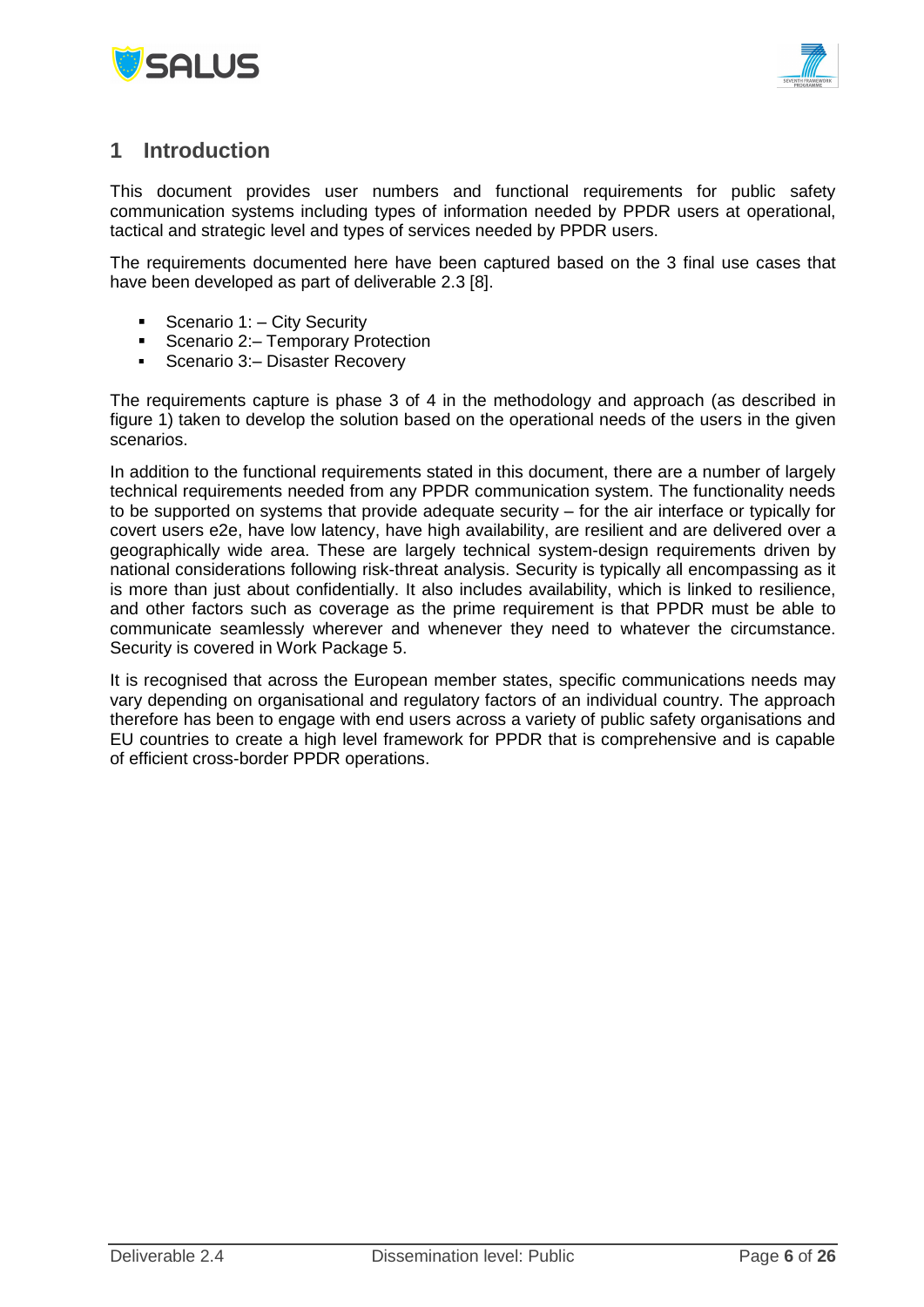# 1 Introduction

This document provides user numbers and functional requirements for public safety communication systems including types of information needed by PPDR users at operational, tactical and strategic level and types of services needed by PPDR users.

The requirements documented here have been captured based on the 3 final use cases that have been developed as part of deliverable 2.3 [8].

- Scenario 1: – City Security
- Scenario 2:– Temporary Protection
- Scenario 3:– Disaster Recovery

The requirements capture is phase 3 of 4 in the methodology and approach (as described in figure 1) taken to develop the solution based on the operational needs of the users in the given scenarios.

In addition to the functional requirements stated in this document, there are a number of largely technical requirements needed from any PPDR communication system. The functionality needs to be supported on systems that provide adequate security – for the air interface or typically for covert users e2e, have low latency, have high availability, are resilient and are delivered over a geographically wide area. These are largely technical system-design requirements driven by national considerations following risk-threat analysis. Security is typically all encompassing as it is more than just about confidentially. It also includes availability, which is linked to resilience, and other factors such as coverage as the prime requirement is that PPDR must be able to communicate seamlessly wherever and whenever they need to whatever the circumstance. Security is covered in Work Package 5.

It is recognised that across the European member states, specific communications needs may vary depending on organisational and regulatory factors of an individual country. The approach therefore has been to engage with end users across a variety of public safety organisations and EU countries to create a high level framework for PPDR that is comprehensive and is capable of efficient cross-border PPDR operations.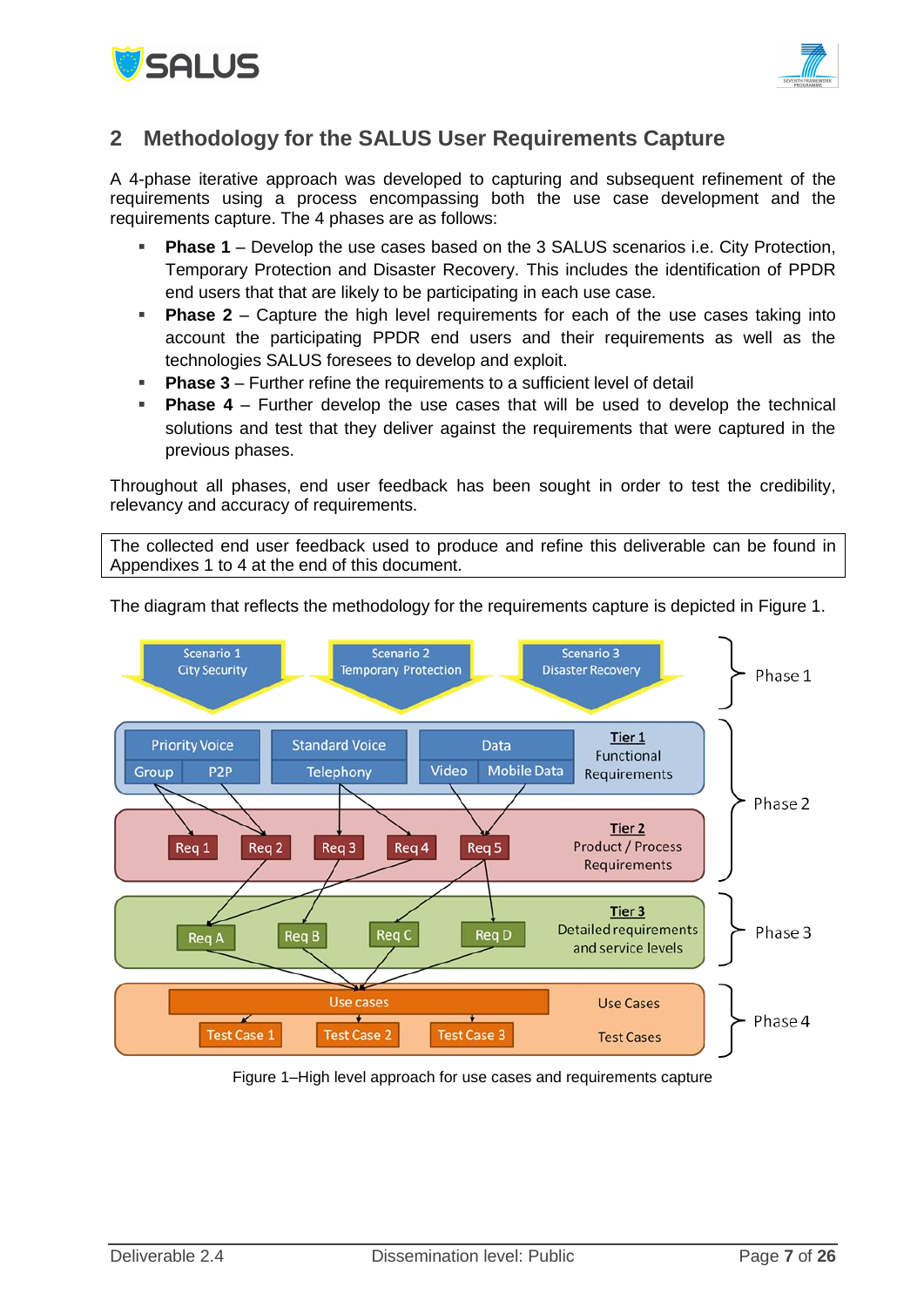# 2 Methodology for the SALUS User Requirements Capture

A 4-phase iterative approach was developed to capturing and subsequent refinement of the requirements using a process encompassing both the use case development and the requirements capture. The 4 phases are as follows:

- **Phase 1** – Develop the use cases based on the 3 SALUS scenarios i.e. City Protection, Temporary Protection and Disaster Recovery. This includes the identification of PPDR end users that that are likely to be participating in each use case.
- **Phase 2** – Capture the high level requirements for each of the use cases taking into account the participating PPDR end users and their requirements as well as the technologies SALUS foresees to develop and exploit.
- **Phase 3** – Further refine the requirements to a sufficient level of detail
- **Phase 4** – Further develop the use cases that will be used to develop the technical solutions and test that they deliver against the requirements that were captured in the previous phases.

Throughout all phases, end user feedback has been sought in order to test the credibility, relevancy and accuracy of requirements.

The collected end user feedback used to produce and refine this deliverable can be found in Appendixes 1 to 4 at the end of this document.

The diagram that reflects the methodology for the requirements capture is depicted in Figure 1.

Figure 1–High level approach for use cases and requirements capture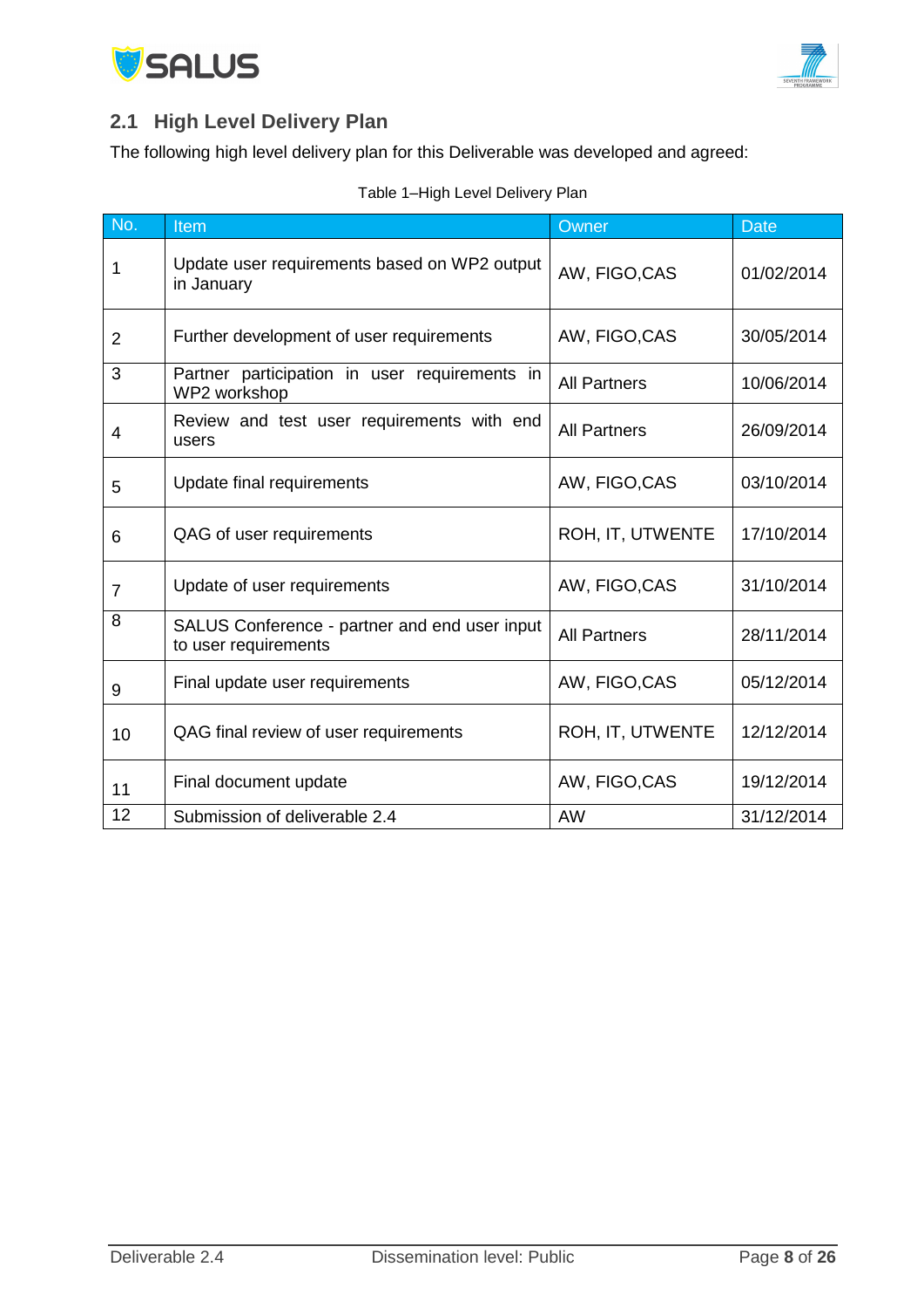## 2.1 High Level Delivery Plan

The following high level delivery plan for this Deliverable was developed and agreed:

Table 1–High Level Delivery Plan

| No. | Item | Owner | Date |
|---|---|---|---|
| 1 | Update user requirements based on WP2 output in January | AW, FIGO,CAS | 01/02/2014 |
| 2 | Further development of user requirements | AW, FIGO,CAS | 30/05/2014 |
| 3 | Partner participation in user requirements in WP2 workshop | All Partners | 10/06/2014 |
| 4 | Review and test user requirements with end users | All Partners | 26/09/2014 |
| 5 | Update final requirements | AW, FIGO,CAS | 03/10/2014 |
| 6 | QAG of user requirements | ROH, IT, UTWENTE | 17/10/2014 |
| 7 | Update of user requirements | AW, FIGO,CAS | 31/10/2014 |
| 8 | SALUS Conference - partner and end user input to user requirements | All Partners | 28/11/2014 |
| 9 | Final update user requirements | AW, FIGO,CAS | 05/12/2014 |
| 10 | QAG final review of user requirements | ROH, IT, UTWENTE | 12/12/2014 |
| 11 | Final document update | AW, FIGO,CAS | 19/12/2014 |
| 12 | Submission of deliverable 2.4 | AW | 31/12/2014 |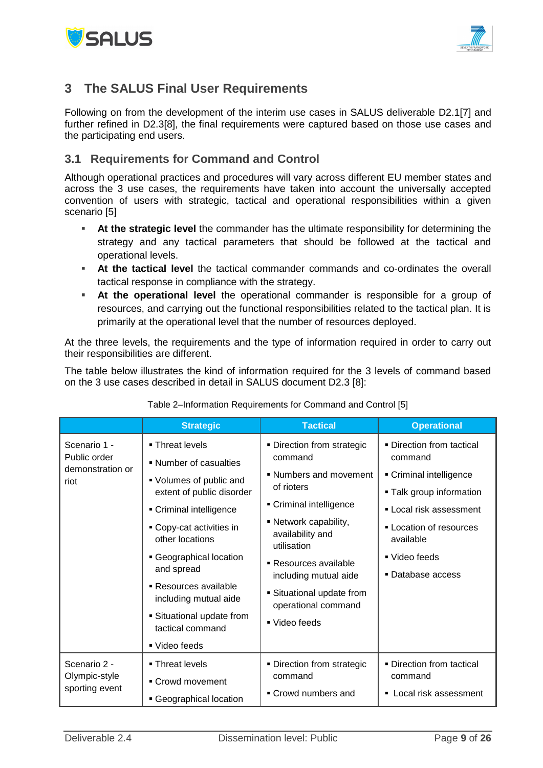# 3 The SALUS Final User Requirements

Following on from the development of the interim use cases in SALUS deliverable D2.1[7] and further refined in D2.3[8], the final requirements were captured based on those use cases and the participating end users.

## 3.1 Requirements for Command and Control

Although operational practices and procedures will vary across different EU member states and across the 3 use cases, the requirements have taken into account the universally accepted convention of users with strategic, tactical and operational responsibilities within a given scenario [5]

- **At the strategic level** the commander has the ultimate responsibility for determining the strategy and any tactical parameters that should be followed at the tactical and operational levels.
- **At the tactical level** the tactical commander commands and co-ordinates the overall tactical response in compliance with the strategy.
- **At the operational level** the operational commander is responsible for a group of resources, and carrying out the functional responsibilities related to the tactical plan. It is primarily at the operational level that the number of resources deployed.

At the three levels, the requirements and the type of information required in order to carry out their responsibilities are different.

The table below illustrates the kind of information required for the 3 levels of command based on the 3 use cases described in detail in SALUS document D2.3 [8]:

Table 2–Information Requirements for Command and Control [5]

| | Strategic | Tactical | Operational |
|---|---|---|---|
| Scenario 1 - Public order demonstration or riot | ▪ Threat levels<br>▪ Number of casualties<br>▪ Volumes of public and extent of public disorder<br>▪ Criminal intelligence<br>▪ Copy-cat activities in other locations<br>▪ Geographical location and spread<br>▪ Resources available including mutual aide<br>▪ Situational update from tactical command<br>▪ Video feeds | ▪ Direction from strategic command<br>▪ Numbers and movement of rioters<br>▪ Criminal intelligence<br>▪ Network capability, availability and utilisation<br>▪ Resources available including mutual aide<br>▪ Situational update from operational command<br>▪ Video feeds | ▪ Direction from tactical command<br>▪ Criminal intelligence<br>▪ Talk group information<br>▪ Local risk assessment<br>▪ Location of resources available<br>▪ Video feeds<br>▪ Database access |
| Scenario 2 - Olympic-style sporting event | ▪ Threat levels<br>▪ Crowd movement<br>▪ Geographical location | ▪ Direction from strategic command<br>▪ Crowd numbers and | ▪ Direction from tactical command<br>▪ Local risk assessment |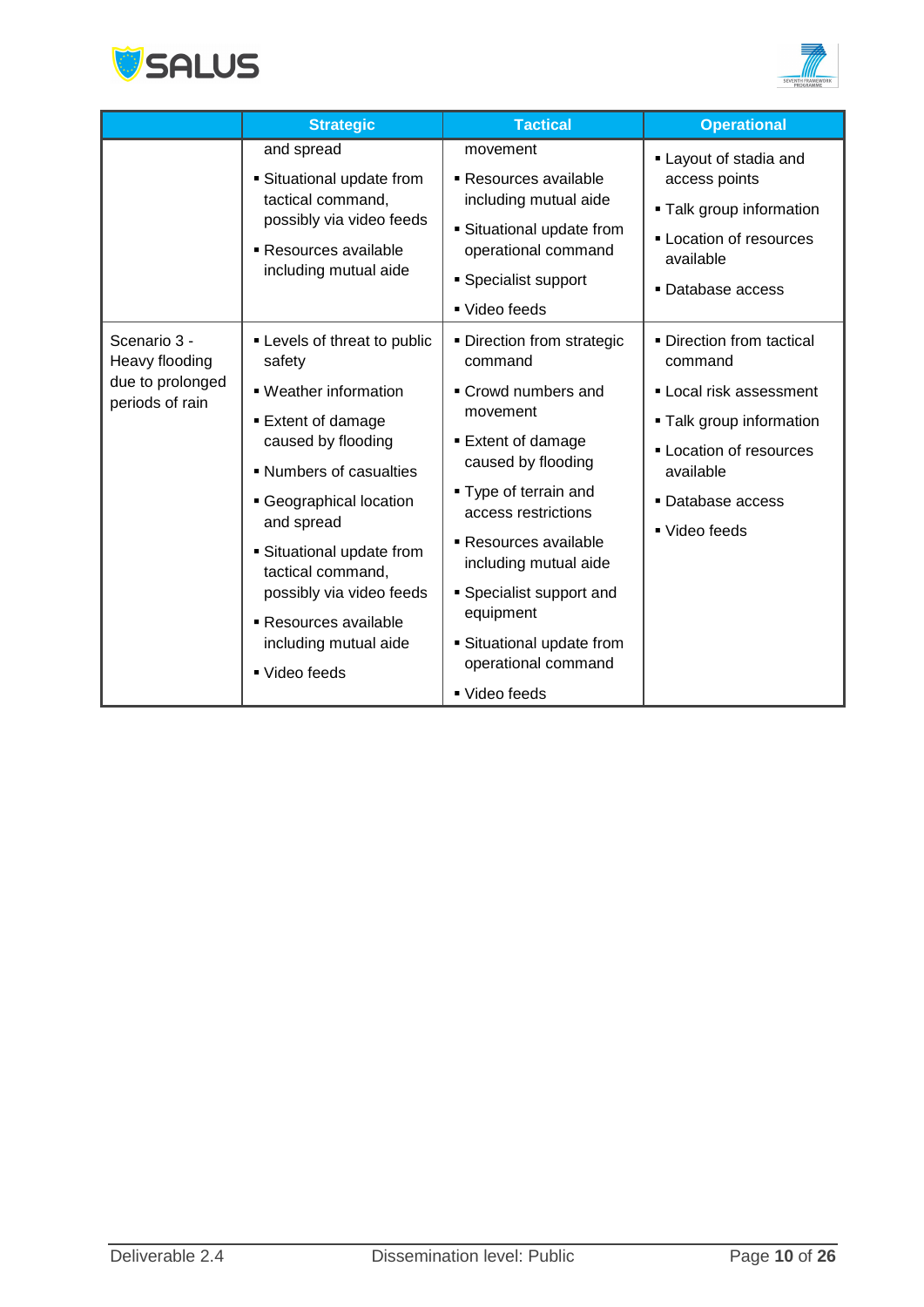|  | Strategic | Tactical | Operational |
|---|---|---|---|
|  | and spread<br>▪ Situational update from tactical command, possibly via video feeds<br>▪ Resources available including mutual aide | movement<br>▪ Resources available including mutual aide<br>▪ Situational update from operational command<br>▪ Specialist support<br>▪ Video feeds | ▪ Layout of stadia and access points<br>▪ Talk group information<br>▪ Location of resources available<br>▪ Database access |
| Scenario 3 - Heavy flooding due to prolonged periods of rain | ▪ Levels of threat to public safety<br>▪ Weather information<br>▪ Extent of damage caused by flooding<br>▪ Numbers of casualties<br>▪ Geographical location and spread<br>▪ Situational update from tactical command, possibly via video feeds<br>▪ Resources available including mutual aide<br>▪ Video feeds | ▪ Direction from strategic command<br>▪ Crowd numbers and movement<br>▪ Extent of damage caused by flooding<br>▪ Type of terrain and access restrictions<br>▪ Resources available including mutual aide<br>▪ Specialist support and equipment<br>▪ Situational update from operational command<br>▪ Video feeds | ▪ Direction from tactical command<br>▪ Local risk assessment<br>▪ Talk group information<br>▪ Location of resources available<br>▪ Database access<br>▪ Video feeds |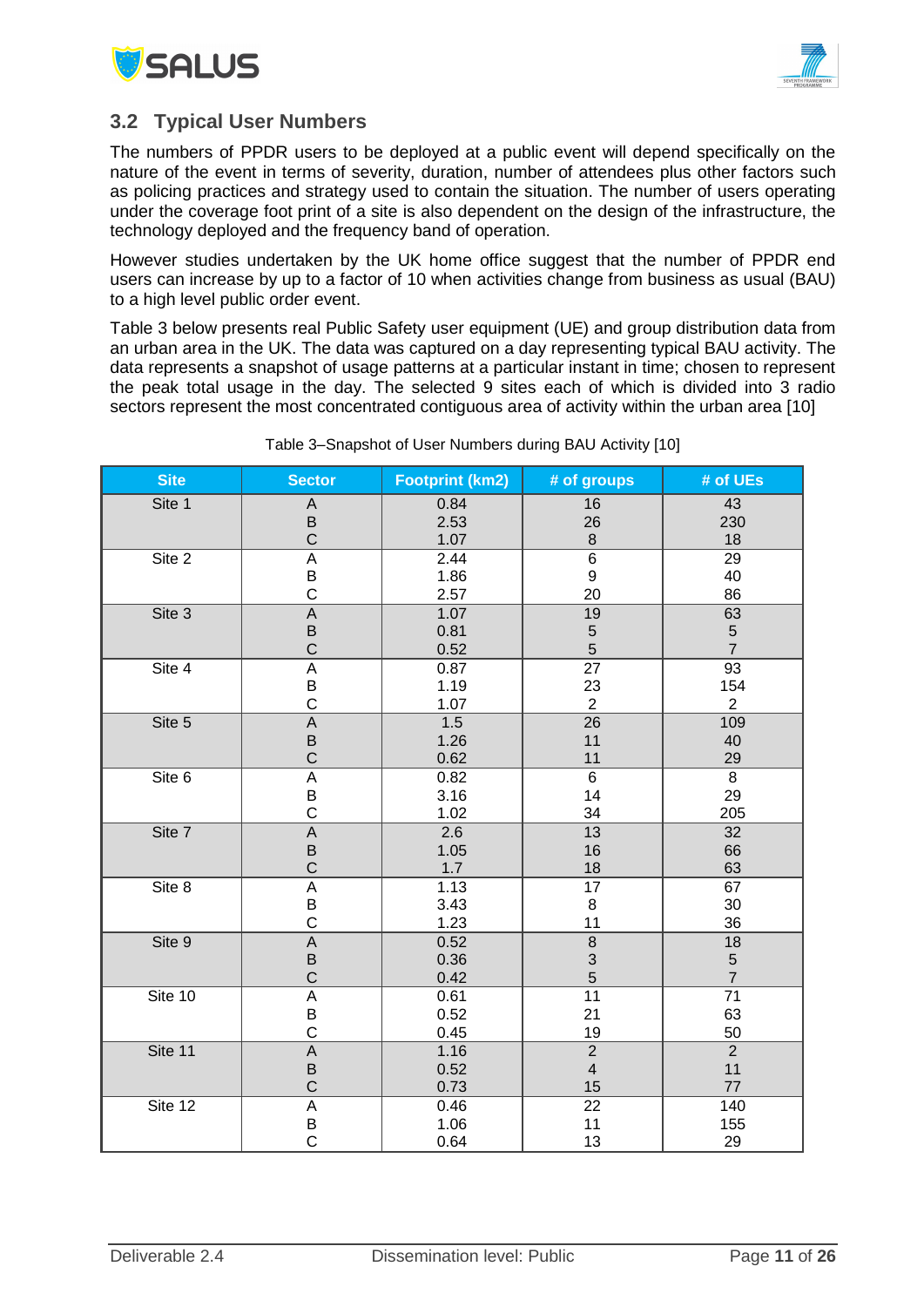## 3.2 Typical User Numbers

The numbers of PPDR users to be deployed at a public event will depend specifically on the nature of the event in terms of severity, duration, number of attendees plus other factors such as policing practices and strategy used to contain the situation. The number of users operating under the coverage foot print of a site is also dependent on the design of the infrastructure, the technology deployed and the frequency band of operation.

However studies undertaken by the UK home office suggest that the number of PPDR end users can increase by up to a factor of 10 when activities change from business as usual (BAU) to a high level public order event.

Table 3 below presents real Public Safety user equipment (UE) and group distribution data from an urban area in the UK. The data was captured on a day representing typical BAU activity. The data represents a snapshot of usage patterns at a particular instant in time; chosen to represent the peak total usage in the day. The selected 9 sites each of which is divided into 3 radio sectors represent the most concentrated contiguous area of activity within the urban area [10]

Table 3–Snapshot of User Numbers during BAU Activity [10]

| Site | Sector | Footprint (km2) | # of groups | # of UEs |
|---|---|---|---|---|
| Site 1 | A | 0.84 | 16 | 43 |
| | B | 2.53 | 26 | 230 |
| | C | 1.07 | 8 | 18 |
| Site 2 | A | 2.44 | 6 | 29 |
| | B | 1.86 | 9 | 40 |
| | C | 2.57 | 20 | 86 |
| Site 3 | A | 1.07 | 19 | 63 |
| | B | 0.81 | 5 | 5 |
| | C | 0.52 | 5 | 7 |
| Site 4 | A | 0.87 | 27 | 93 |
| | B | 1.19 | 23 | 154 |
| | C | 1.07 | 2 | 2 |
| Site 5 | A | 1.5 | 26 | 109 |
| | B | 1.26 | 11 | 40 |
| | C | 0.62 | 11 | 29 |
| Site 6 | A | 0.82 | 6 | 8 |
| | B | 3.16 | 14 | 29 |
| | C | 1.02 | 34 | 205 |
| Site 7 | A | 2.6 | 13 | 32 |
| | B | 1.05 | 16 | 66 |
| | C | 1.7 | 18 | 63 |
| Site 8 | A | 1.13 | 17 | 67 |
| | B | 3.43 | 8 | 30 |
| | C | 1.23 | 11 | 36 |
| Site 9 | A | 0.52 | 8 | 18 |
| | B | 0.36 | 3 | 5 |
| | C | 0.42 | 5 | 7 |
| Site 10 | A | 0.61 | 11 | 71 |
| | B | 0.52 | 21 | 63 |
| | C | 0.45 | 19 | 50 |
| Site 11 | A | 1.16 | 2 | 2 |
| | B | 0.52 | 4 | 11 |
| | C | 0.73 | 15 | 77 |
| Site 12 | A | 0.46 | 22 | 140 |
| | B | 1.06 | 11 | 155 |
| | C | 0.64 | 13 | 29 |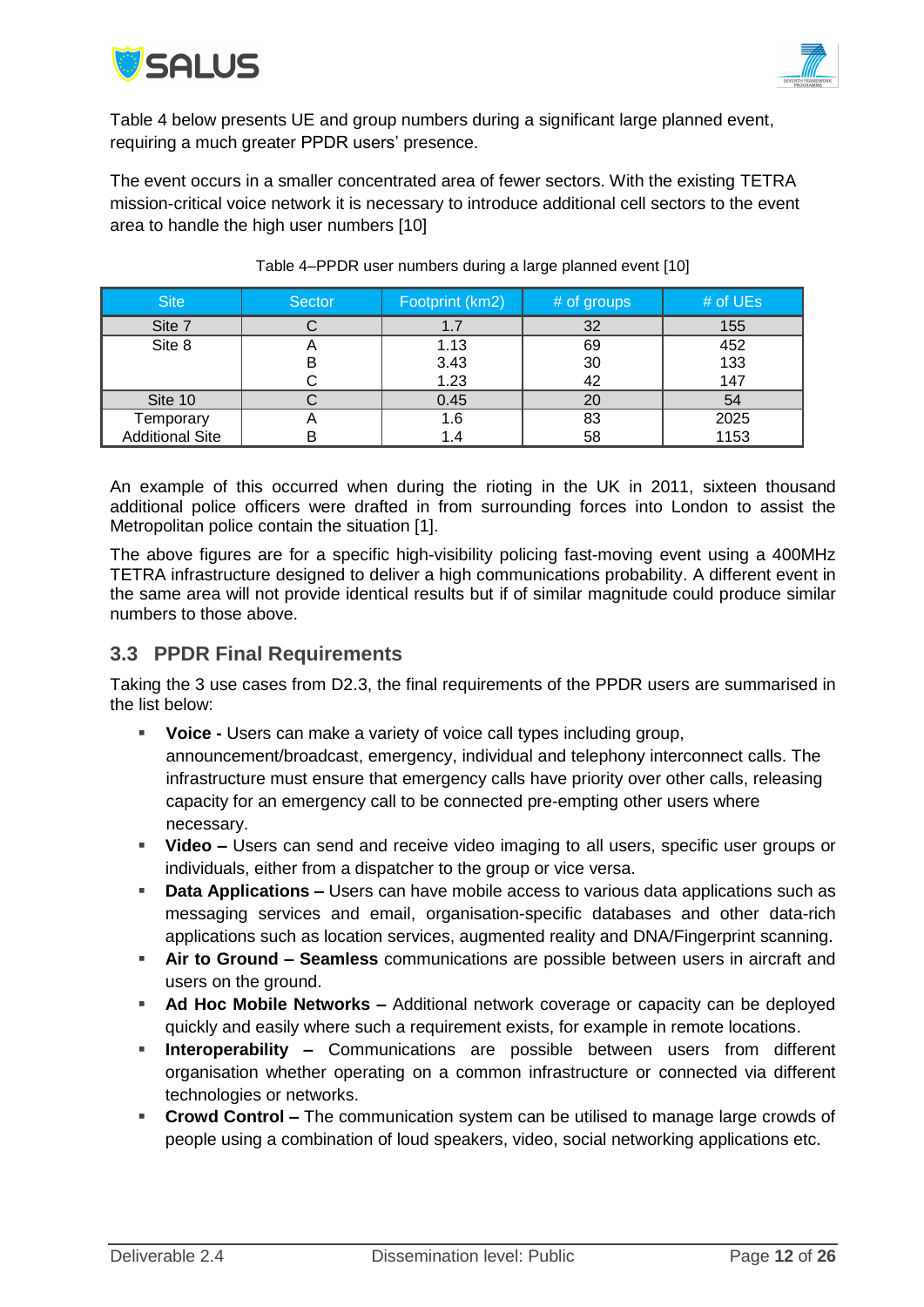Table 4 below presents UE and group numbers during a significant large planned event, requiring a much greater PPDR users' presence.

The event occurs in a smaller concentrated area of fewer sectors. With the existing TETRA mission-critical voice network it is necessary to introduce additional cell sectors to the event area to handle the high user numbers [10]

Table 4–PPDR user numbers during a large planned event [10]

| Site | Sector | Footprint (km2) | # of groups | # of UEs |
|---|---|---|---|---|
| Site 7 | C | 1.7 | 32 | 155 |
| Site 8 | A | 1.13 | 69 | 452 |
| | B | 3.43 | 30 | 133 |
| | C | 1.23 | 42 | 147 |
| Site 10 | C | 0.45 | 20 | 54 |
| Temporary Additional Site | A | 1.6 | 83 | 2025 |
| | B | 1.4 | 58 | 1153 |

An example of this occurred when during the rioting in the UK in 2011, sixteen thousand additional police officers were drafted in from surrounding forces into London to assist the Metropolitan police contain the situation [1].

The above figures are for a specific high-visibility policing fast-moving event using a 400MHz TETRA infrastructure designed to deliver a high communications probability. A different event in the same area will not provide identical results but if of similar magnitude could produce similar numbers to those above.

## 3.3 PPDR Final Requirements

Taking the 3 use cases from D2.3, the final requirements of the PPDR users are summarised in the list below:

- **Voice -** Users can make a variety of voice call types including group, announcement/broadcast, emergency, individual and telephony interconnect calls. The infrastructure must ensure that emergency calls have priority over other calls, releasing capacity for an emergency call to be connected pre-empting other users where necessary.
- **Video –** Users can send and receive video imaging to all users, specific user groups or individuals, either from a dispatcher to the group or vice versa.
- **Data Applications –** Users can have mobile access to various data applications such as messaging services and email, organisation-specific databases and other data-rich applications such as location services, augmented reality and DNA/Fingerprint scanning.
- **Air to Ground – Seamless** communications are possible between users in aircraft and users on the ground.
- **Ad Hoc Mobile Networks –** Additional network coverage or capacity can be deployed quickly and easily where such a requirement exists, for example in remote locations.
- **Interoperability –** Communications are possible between users from different organisation whether operating on a common infrastructure or connected via different technologies or networks.
- **Crowd Control –** The communication system can be utilised to manage large crowds of people using a combination of loud speakers, video, social networking applications etc.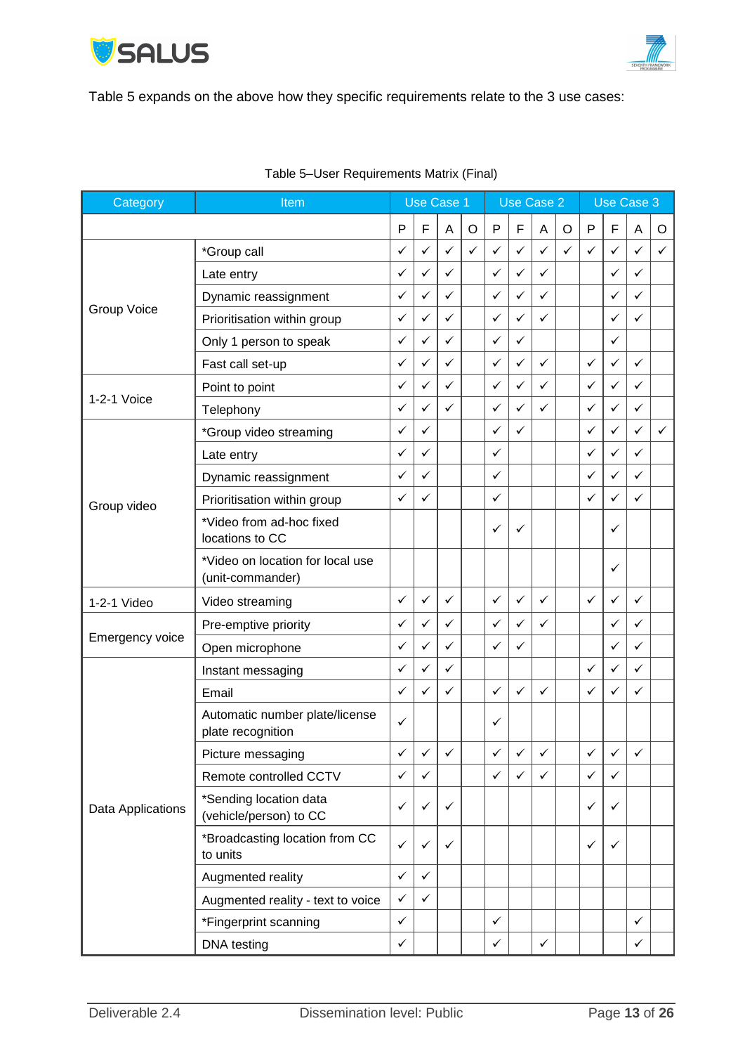Table 5 expands on the above how they specific requirements relate to the 3 use cases:

Table 5–User Requirements Matrix (Final)

| Category | Item | Use Case 1 | | | | Use Case 2 | | | | Use Case 3 | | | |
|---|---|---|---|---|---|---|---|---|---|---|---|---|---|
| | | P | F | A | O | P | F | A | O | P | F | A | O |
| Group Voice | *Group call | ✓ | ✓ | ✓ | ✓ | ✓ | ✓ | ✓ | ✓ | ✓ | ✓ | ✓ | ✓ |
| | Late entry | ✓ | ✓ | ✓ | | ✓ | ✓ | ✓ | | | ✓ | ✓ | |
| | Dynamic reassignment | ✓ | ✓ | ✓ | | ✓ | ✓ | ✓ | | | ✓ | ✓ | |
| | Prioritisation within group | ✓ | ✓ | ✓ | | ✓ | ✓ | ✓ | | | ✓ | ✓ | |
| | Only 1 person to speak | ✓ | ✓ | ✓ | | ✓ | ✓ | | | | ✓ | | |
| | Fast call set-up | ✓ | ✓ | ✓ | | ✓ | ✓ | ✓ | | ✓ | ✓ | ✓ | |
| 1-2-1 Voice | Point to point | ✓ | ✓ | ✓ | | ✓ | ✓ | ✓ | | ✓ | ✓ | ✓ | |
| | Telephony | ✓ | ✓ | ✓ | | ✓ | ✓ | ✓ | | ✓ | ✓ | ✓ | |
| Group video | *Group video streaming | ✓ | ✓ | | | ✓ | ✓ | | | ✓ | ✓ | ✓ | ✓ |
| | Late entry | ✓ | ✓ | | | ✓ | | | | ✓ | ✓ | ✓ | |
| | Dynamic reassignment | ✓ | ✓ | | | ✓ | | | | ✓ | ✓ | ✓ | |
| | Prioritisation within group | ✓ | ✓ | | | ✓ | | | | ✓ | ✓ | ✓ | |
| | *Video from ad-hoc fixed locations to CC | | | | | ✓ | ✓ | | | | ✓ | | |
| | *Video on location for local use (unit-commander) | | | | | | | | | | ✓ | | |
| 1-2-1 Video | Video streaming | ✓ | ✓ | ✓ | | ✓ | ✓ | ✓ | | ✓ | ✓ | ✓ | |
| Emergency voice | Pre-emptive priority | ✓ | ✓ | ✓ | | ✓ | ✓ | ✓ | | | ✓ | ✓ | |
| | Open microphone | ✓ | ✓ | ✓ | | ✓ | ✓ | | | | ✓ | ✓ | |
| Data Applications | Instant messaging | ✓ | ✓ | ✓ | | | | | | ✓ | ✓ | ✓ | |
| | Email | ✓ | ✓ | ✓ | | ✓ | ✓ | ✓ | | ✓ | ✓ | ✓ | |
| | Automatic number plate/license plate recognition | ✓ | | | | ✓ | | | | | | | |
| | Picture messaging | ✓ | ✓ | ✓ | | ✓ | ✓ | ✓ | | ✓ | ✓ | ✓ | |
| | Remote controlled CCTV | ✓ | ✓ | | | ✓ | ✓ | ✓ | | ✓ | ✓ | | |
| | *Sending location data (vehicle/person) to CC | ✓ | ✓ | ✓ | | | | | | ✓ | ✓ | | |
| | *Broadcasting location from CC to units | ✓ | ✓ | ✓ | | | | | | ✓ | ✓ | | |
| | Augmented reality | ✓ | ✓ | | | | | | | | | | |
| | Augmented reality - text to voice | ✓ | ✓ | | | | | | | | | | |
| | *Fingerprint scanning | ✓ | | | | ✓ | | | | | | ✓ | |
| | DNA testing | ✓ | | | | ✓ | | ✓ | | | | ✓ | |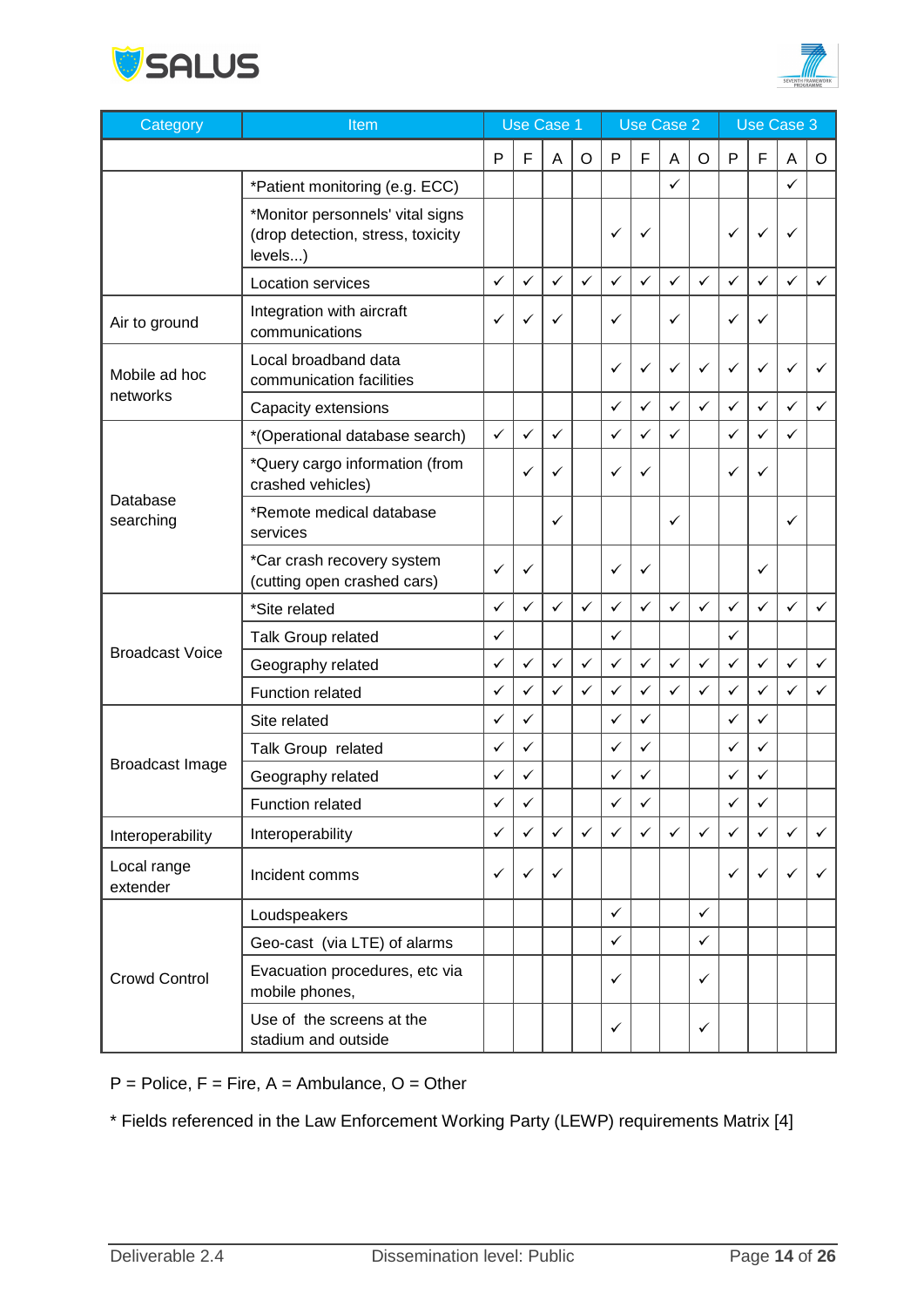| Category | Item | Use Case 1 | | | | Use Case 2 | | | | Use Case 3 | | | |
|---|---|---|---|---|---|---|---|---|---|---|---|---|---|
| | | P | F | A | O | P | F | A | O | P | F | A | O |
| | *Patient monitoring (e.g. ECC) | | | | | | | ✓ | | | | ✓ | |
| | *Monitor personnels' vital signs (drop detection, stress, toxicity levels...) | | | | | ✓ | ✓ | | | ✓ | ✓ | ✓ | |
| | Location services | ✓ | ✓ | ✓ | ✓ | ✓ | ✓ | ✓ | ✓ | ✓ | ✓ | ✓ | ✓ |
| Air to ground | Integration with aircraft communications | ✓ | ✓ | ✓ | | ✓ | | ✓ | | ✓ | ✓ | | |
| Mobile ad hoc networks | Local broadband data communication facilities | | | | | ✓ | ✓ | ✓ | ✓ | ✓ | ✓ | ✓ | ✓ |
| | Capacity extensions | | | | | ✓ | ✓ | ✓ | ✓ | ✓ | ✓ | ✓ | ✓ |
| Database searching | *(Operational database search) | ✓ | ✓ | ✓ | | ✓ | ✓ | ✓ | | ✓ | ✓ | ✓ | |
| | *Query cargo information (from crashed vehicles) | | ✓ | ✓ | | ✓ | ✓ | | | ✓ | ✓ | | |
| | *Remote medical database services | | | ✓ | | | | ✓ | | | | ✓ | |
| | *Car crash recovery system (cutting open crashed cars) | ✓ | ✓ | | | ✓ | ✓ | | | | ✓ | | |
| Broadcast Voice | *Site related | ✓ | ✓ | ✓ | ✓ | ✓ | ✓ | ✓ | ✓ | ✓ | ✓ | ✓ | ✓ |
| | Talk Group related | ✓ | | | | ✓ | | | | ✓ | | | |
| | Geography related | ✓ | ✓ | ✓ | ✓ | ✓ | ✓ | ✓ | ✓ | ✓ | ✓ | ✓ | ✓ |
| | Function related | ✓ | ✓ | ✓ | ✓ | ✓ | ✓ | ✓ | ✓ | ✓ | ✓ | ✓ | ✓ |
| Broadcast Image | Site related | ✓ | ✓ | | | ✓ | ✓ | | | ✓ | ✓ | | |
| | Talk Group related | ✓ | ✓ | | | ✓ | ✓ | | | ✓ | ✓ | | |
| | Geography related | ✓ | ✓ | | | ✓ | ✓ | | | ✓ | ✓ | | |
| | Function related | ✓ | ✓ | | | ✓ | ✓ | | | ✓ | ✓ | | |
| Interoperability | Interoperability | ✓ | ✓ | ✓ | ✓ | ✓ | ✓ | ✓ | ✓ | ✓ | ✓ | ✓ | ✓ |
| Local range extender | Incident comms | ✓ | ✓ | ✓ | | | | | | ✓ | ✓ | ✓ | ✓ |
| Crowd Control | Loudspeakers | | | | | ✓ | | | ✓ | | | | |
| | Geo-cast (via LTE) of alarms | | | | | ✓ | | | ✓ | | | | |
| | Evacuation procedures, etc via mobile phones, | | | | | ✓ | | | ✓ | | | | |
| | Use of the screens at the stadium and outside | | | | | ✓ | | | ✓ | | | | |

P = Police, F = Fire, A = Ambulance, O = Other

* Fields referenced in the Law Enforcement Working Party (LEWP) requirements Matrix [4]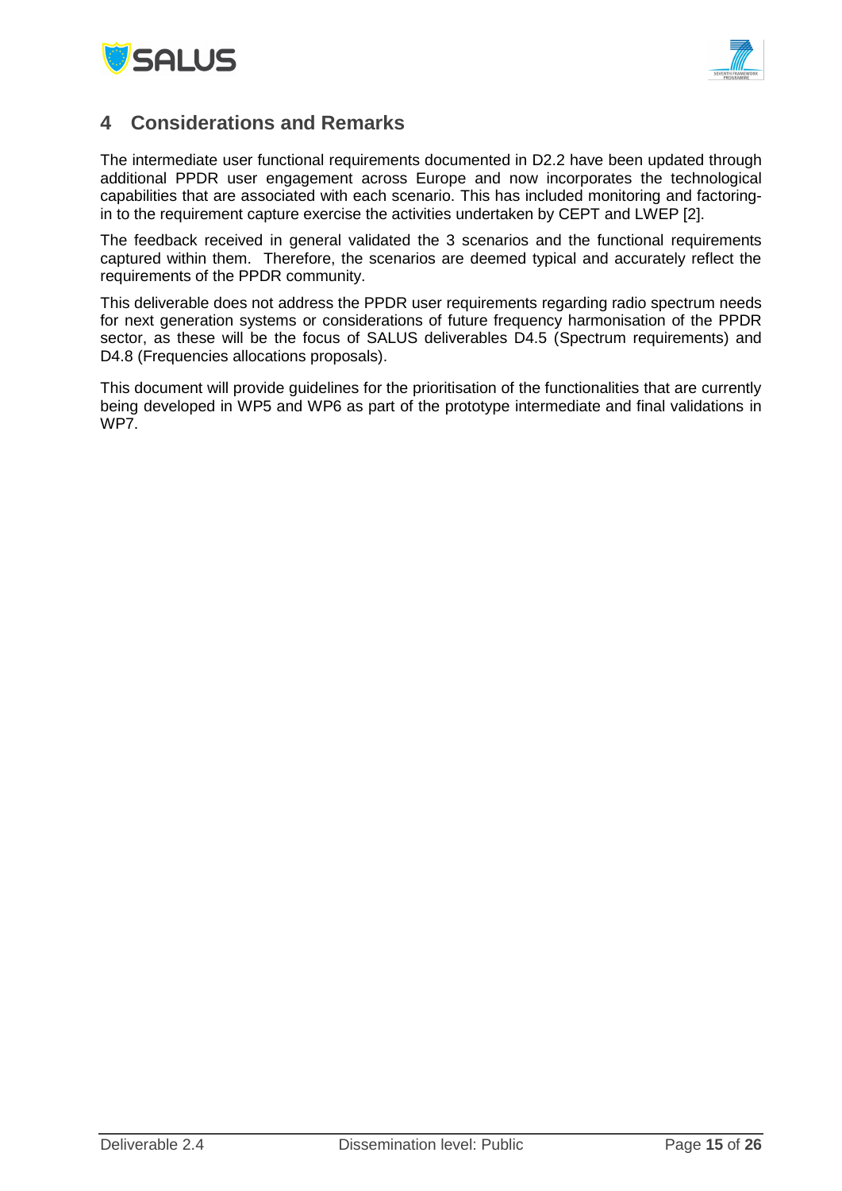# 4 Considerations and Remarks

The intermediate user functional requirements documented in D2.2 have been updated through additional PPDR user engagement across Europe and now incorporates the technological capabilities that are associated with each scenario. This has included monitoring and factoring-in to the requirement capture exercise the activities undertaken by CEPT and LWEP [2].

The feedback received in general validated the 3 scenarios and the functional requirements captured within them. Therefore, the scenarios are deemed typical and accurately reflect the requirements of the PPDR community.

This deliverable does not address the PPDR user requirements regarding radio spectrum needs for next generation systems or considerations of future frequency harmonisation of the PPDR sector, as these will be the focus of SALUS deliverables D4.5 (Spectrum requirements) and D4.8 (Frequencies allocations proposals).

This document will provide guidelines for the prioritisation of the functionalities that are currently being developed in WP5 and WP6 as part of the prototype intermediate and final validations in WP7.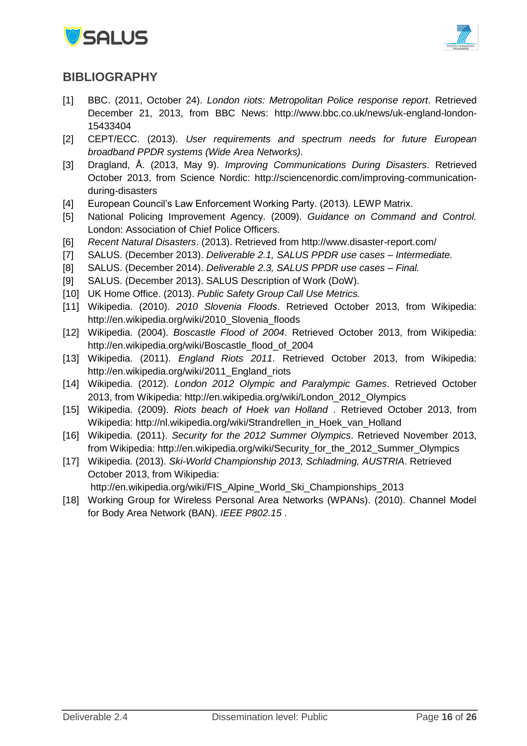## BIBLIOGRAPHY

[1] BBC. (2011, October 24). *London riots: Metropolitan Police response report*. Retrieved December 21, 2013, from BBC News: http://www.bbc.co.uk/news/uk-england-london-15433404

[2] CEPT/ECC. (2013). *User requirements and spectrum needs for future European broadband PPDR systems (Wide Area Networks).*

[3] Dragland, Å. (2013, May 9). *Improving Communications During Disasters*. Retrieved October 2013, from Science Nordic: http://sciencenordic.com/improving-communication-during-disasters

[4] European Council's Law Enforcement Working Party. (2013). LEWP Matrix.

[5] National Policing Improvement Agency. (2009). *Guidance on Command and Control.* London: Association of Chief Police Officers.

[6] *Recent Natural Disasters*. (2013). Retrieved from http://www.disaster-report.com/

[7] SALUS. (December 2013). *Deliverable 2.1, SALUS PPDR use cases – Intermediate.*

[8] SALUS. (December 2014). *Deliverable 2.3, SALUS PPDR use cases – Final.*

[9] SALUS. (December 2013). SALUS Description of Work (DoW).

[10] UK Home Office. (2013). *Public Safety Group Call Use Metrics.*

[11] Wikipedia. (2010). *2010 Slovenia Floods*. Retrieved October 2013, from Wikipedia: http://en.wikipedia.org/wiki/2010_Slovenia_floods

[12] Wikipedia. (2004). *Boscastle Flood of 2004*. Retrieved October 2013, from Wikipedia: http://en.wikipedia.org/wiki/Boscastle_flood_of_2004

[13] Wikipedia. (2011). *England Riots 2011*. Retrieved October 2013, from Wikipedia: http://en.wikipedia.org/wiki/2011_England_riots

[14] Wikipedia. (2012). *London 2012 Olympic and Paralympic Games*. Retrieved October 2013, from Wikipedia: http://en.wikipedia.org/wiki/London_2012_Olympics

[15] Wikipedia. (2009). *Riots beach of Hoek van Holland* . Retrieved October 2013, from Wikipedia: http://nl.wikipedia.org/wiki/Strandrellen_in_Hoek_van_Holland

[16] Wikipedia. (2011). *Security for the 2012 Summer Olympics*. Retrieved November 2013, from Wikipedia: http://en.wikipedia.org/wiki/Security_for_the_2012_Summer_Olympics

[17] Wikipedia. (2013). *Ski-World Championship 2013, Schladming, AUSTRIA*. Retrieved October 2013, from Wikipedia: http://en.wikipedia.org/wiki/FIS_Alpine_World_Ski_Championships_2013

[18] Working Group for Wireless Personal Area Networks (WPANs). (2010). Channel Model for Body Area Network (BAN). *IEEE P802.15* .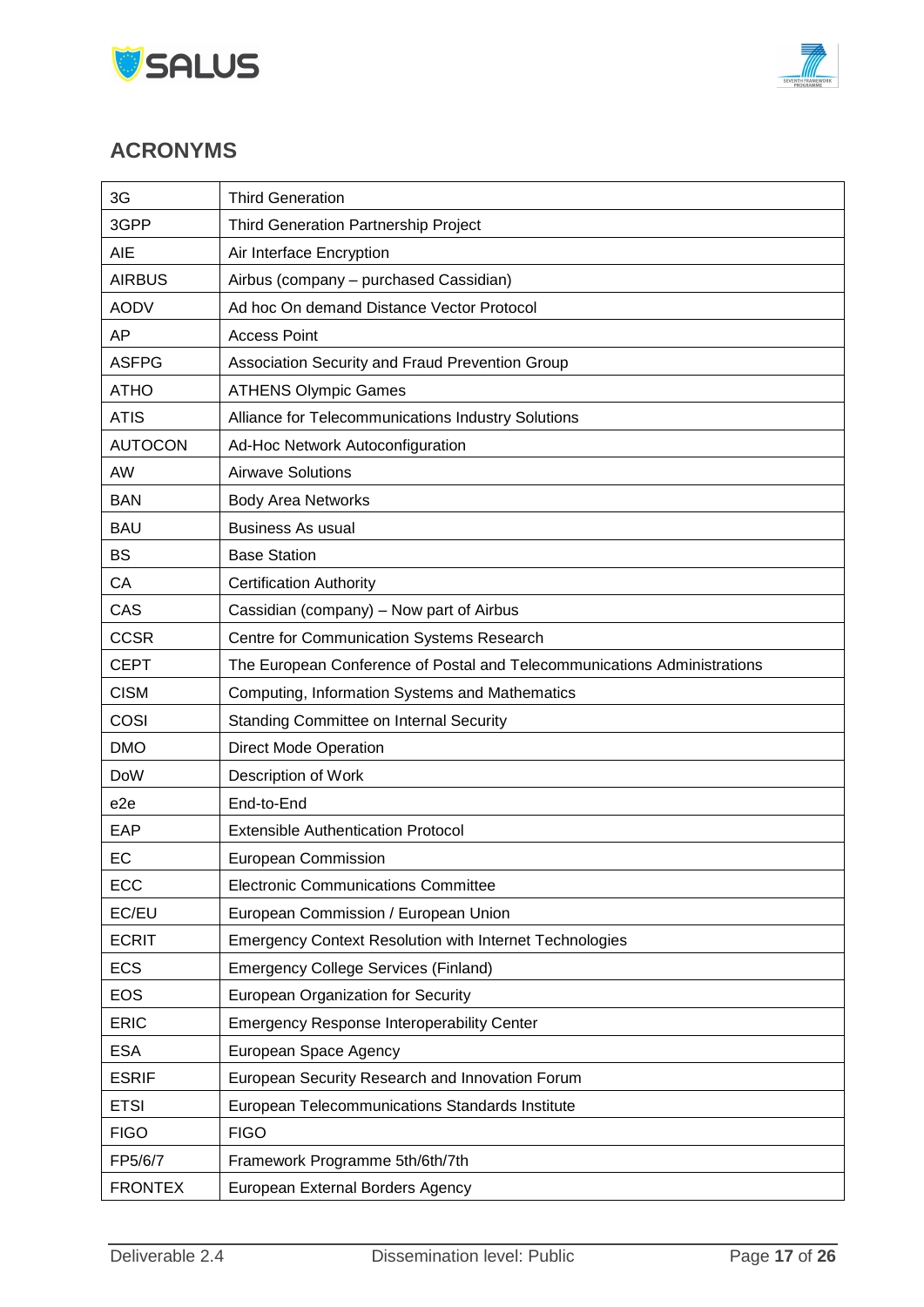## ACRONYMS

| | |
|---|---|
| 3G | Third Generation |
| 3GPP | Third Generation Partnership Project |
| AIE | Air Interface Encryption |
| AIRBUS | Airbus (company – purchased Cassidian) |
| AODV | Ad hoc On demand Distance Vector Protocol |
| AP | Access Point |
| ASFPG | Association Security and Fraud Prevention Group |
| ATHO | ATHENS Olympic Games |
| ATIS | Alliance for Telecommunications Industry Solutions |
| AUTOCON | Ad-Hoc Network Autoconfiguration |
| AW | Airwave Solutions |
| BAN | Body Area Networks |
| BAU | Business As usual |
| BS | Base Station |
| CA | Certification Authority |
| CAS | Cassidian (company) – Now part of Airbus |
| CCSR | Centre for Communication Systems Research |
| CEPT | The European Conference of Postal and Telecommunications Administrations |
| CISM | Computing, Information Systems and Mathematics |
| COSI | Standing Committee on Internal Security |
| DMO | Direct Mode Operation |
| DoW | Description of Work |
| e2e | End-to-End |
| EAP | Extensible Authentication Protocol |
| EC | European Commission |
| ECC | Electronic Communications Committee |
| EC/EU | European Commission / European Union |
| ECRIT | Emergency Context Resolution with Internet Technologies |
| ECS | Emergency College Services (Finland) |
| EOS | European Organization for Security |
| ERIC | Emergency Response Interoperability Center |
| ESA | European Space Agency |
| ESRIF | European Security Research and Innovation Forum |
| ETSI | European Telecommunications Standards Institute |
| FIGO | FIGO |
| FP5/6/7 | Framework Programme 5th/6th/7th |
| FRONTEX | European External Borders Agency |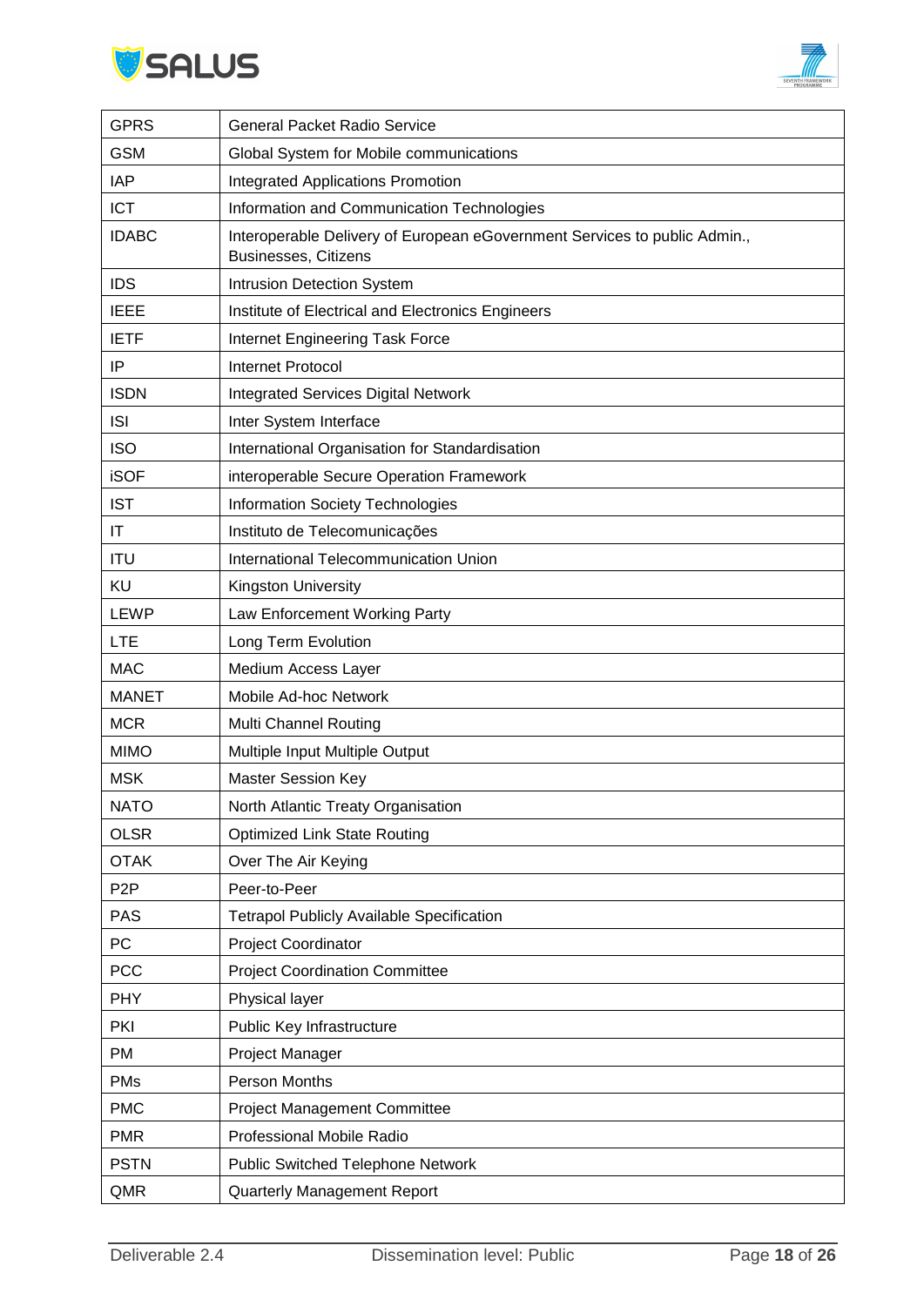| | |
|---|---|
| GPRS | General Packet Radio Service |
| GSM | Global System for Mobile communications |
| IAP | Integrated Applications Promotion |
| ICT | Information and Communication Technologies |
| IDABC | Interoperable Delivery of European eGovernment Services to public Admin., Businesses, Citizens |
| IDS | Intrusion Detection System |
| IEEE | Institute of Electrical and Electronics Engineers |
| IETF | Internet Engineering Task Force |
| IP | Internet Protocol |
| ISDN | Integrated Services Digital Network |
| ISI | Inter System Interface |
| ISO | International Organisation for Standardisation |
| iSOF | interoperable Secure Operation Framework |
| IST | Information Society Technologies |
| IT | Instituto de Telecomunicações |
| ITU | International Telecommunication Union |
| KU | Kingston University |
| LEWP | Law Enforcement Working Party |
| LTE | Long Term Evolution |
| MAC | Medium Access Layer |
| MANET | Mobile Ad-hoc Network |
| MCR | Multi Channel Routing |
| MIMO | Multiple Input Multiple Output |
| MSK | Master Session Key |
| NATO | North Atlantic Treaty Organisation |
| OLSR | Optimized Link State Routing |
| OTAK | Over The Air Keying |
| P2P | Peer-to-Peer |
| PAS | Tetrapol Publicly Available Specification |
| PC | Project Coordinator |
| PCC | Project Coordination Committee |
| PHY | Physical layer |
| PKI | Public Key Infrastructure |
| PM | Project Manager |
| PMs | Person Months |
| PMC | Project Management Committee |
| PMR | Professional Mobile Radio |
| PSTN | Public Switched Telephone Network |
| QMR | Quarterly Management Report |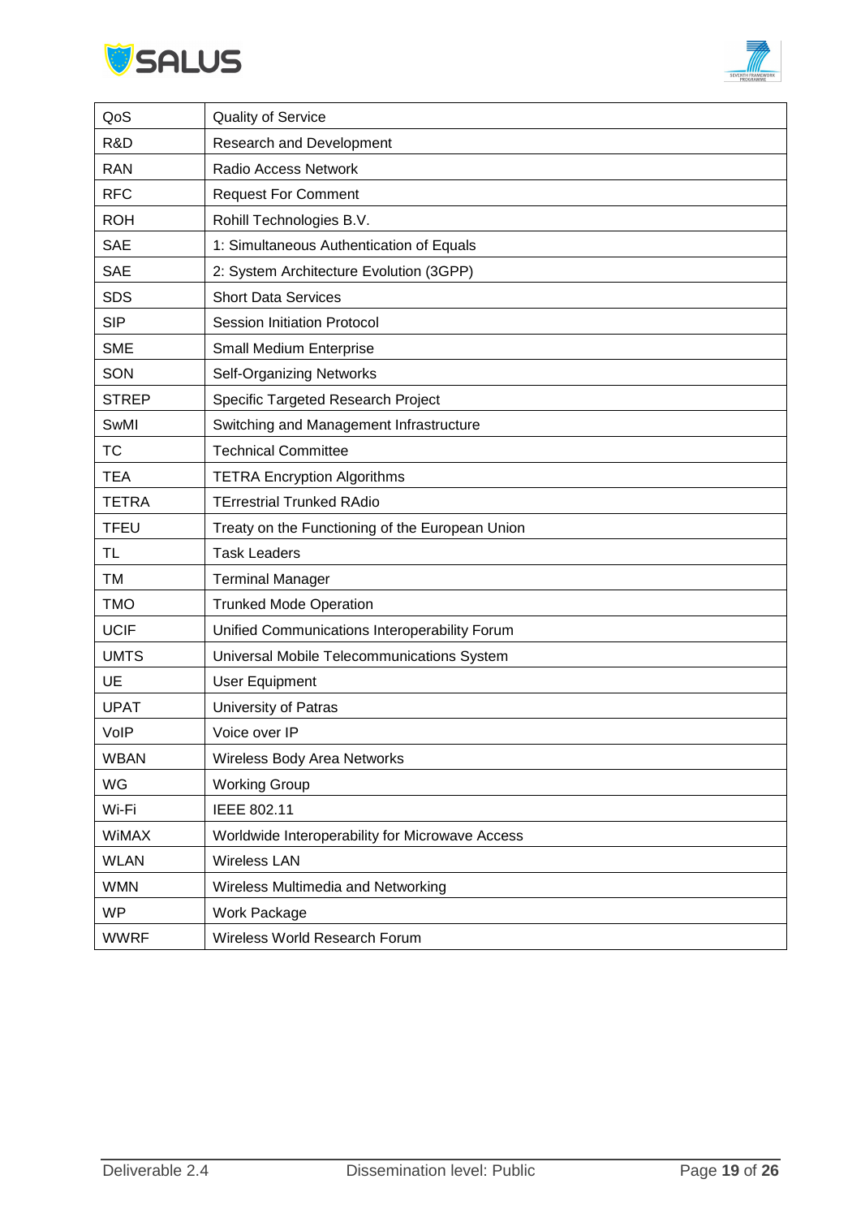| | |
|---|---|
| QoS | Quality of Service |
| R&D | Research and Development |
| RAN | Radio Access Network |
| RFC | Request For Comment |
| ROH | Rohill Technologies B.V. |
| SAE | 1: Simultaneous Authentication of Equals |
| SAE | 2: System Architecture Evolution (3GPP) |
| SDS | Short Data Services |
| SIP | Session Initiation Protocol |
| SME | Small Medium Enterprise |
| SON | Self-Organizing Networks |
| STREP | Specific Targeted Research Project |
| SwMI | Switching and Management Infrastructure |
| TC | Technical Committee |
| TEA | TETRA Encryption Algorithms |
| TETRA | TErrestrial Trunked RAdio |
| TFEU | Treaty on the Functioning of the European Union |
| TL | Task Leaders |
| TM | Terminal Manager |
| TMO | Trunked Mode Operation |
| UCIF | Unified Communications Interoperability Forum |
| UMTS | Universal Mobile Telecommunications System |
| UE | User Equipment |
| UPAT | University of Patras |
| VoIP | Voice over IP |
| WBAN | Wireless Body Area Networks |
| WG | Working Group |
| Wi-Fi | IEEE 802.11 |
| WiMAX | Worldwide Interoperability for Microwave Access |
| WLAN | Wireless LAN |
| WMN | Wireless Multimedia and Networking |
| WP | Work Package |
| WWRF | Wireless World Research Forum |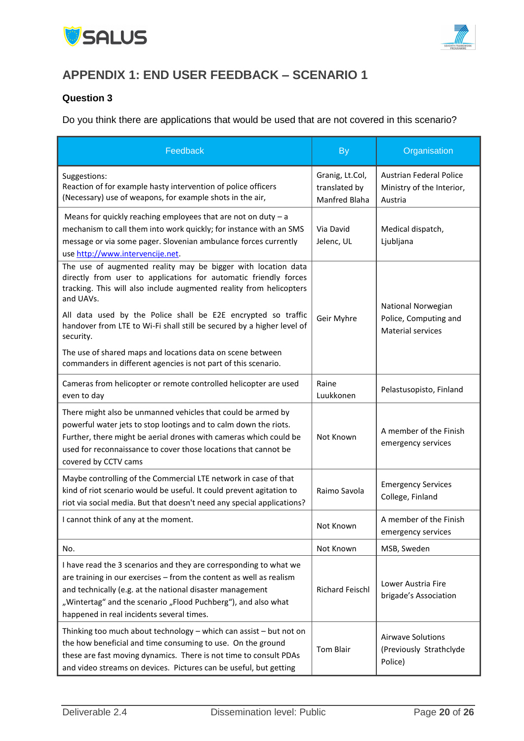## APPENDIX 1: END USER FEEDBACK – SCENARIO 1

### Question 3

Do you think there are applications that would be used that are not covered in this scenario?

| Feedback | By | Organisation |
|---|---|---|
| Suggestions:<br>Reaction of for example hasty intervention of police officers<br>(Necessary) use of weapons, for example shots in the air, | Granig, Lt.Col, translated by Manfred Blaha | Austrian Federal Police Ministry of the Interior, Austria |
| Means for quickly reaching employees that are not on duty – a mechanism to call them into work quickly; for instance with an SMS message or via some pager. Slovenian ambulance forces currently use http://www.intervencije.net. | Via David Jelenc, UL | Medical dispatch, Ljubljana |
| The use of augmented reality may be bigger with location data directly from user to applications for automatic friendly forces tracking. This will also include augmented reality from helicopters and UAVs.<br><br>All data used by the Police shall be E2E encrypted so traffic handover from LTE to Wi-Fi shall still be secured by a higher level of security.<br><br>The use of shared maps and locations data on scene between commanders in different agencies is not part of this scenario. | Geir Myhre | National Norwegian Police, Computing and Material services |
| Cameras from helicopter or remote controlled helicopter are used even to day | Raine Luukkonen | Pelastusopisto, Finland |
| There might also be unmanned vehicles that could be armed by powerful water jets to stop lootings and to calm down the riots. Further, there might be aerial drones with cameras which could be used for reconnaissance to cover those locations that cannot be covered by CCTV cams | Not Known | A member of the Finish emergency services |
| Maybe controlling of the Commercial LTE network in case of that kind of riot scenario would be useful. It could prevent agitation to riot via social media. But that doesn't need any special applications? | Raimo Savola | Emergency Services College, Finland |
| I cannot think of any at the moment. | Not Known | A member of the Finish emergency services |
| No. | Not Known | MSB, Sweden |
| I have read the 3 scenarios and they are corresponding to what we are training in our exercises – from the content as well as realism and technically (e.g. at the national disaster management „Wintertag" and the scenario „Flood Puchberg"), and also what happened in real incidents several times. | Richard Feischl | Lower Austria Fire brigade's Association |
| Thinking too much about technology – which can assist – but not on the how beneficial and time consuming to use. On the ground these are fast moving dynamics. There is not time to consult PDAs and video streams on devices. Pictures can be useful, but getting | Tom Blair | Airwave Solutions (Previously Strathclyde Police) |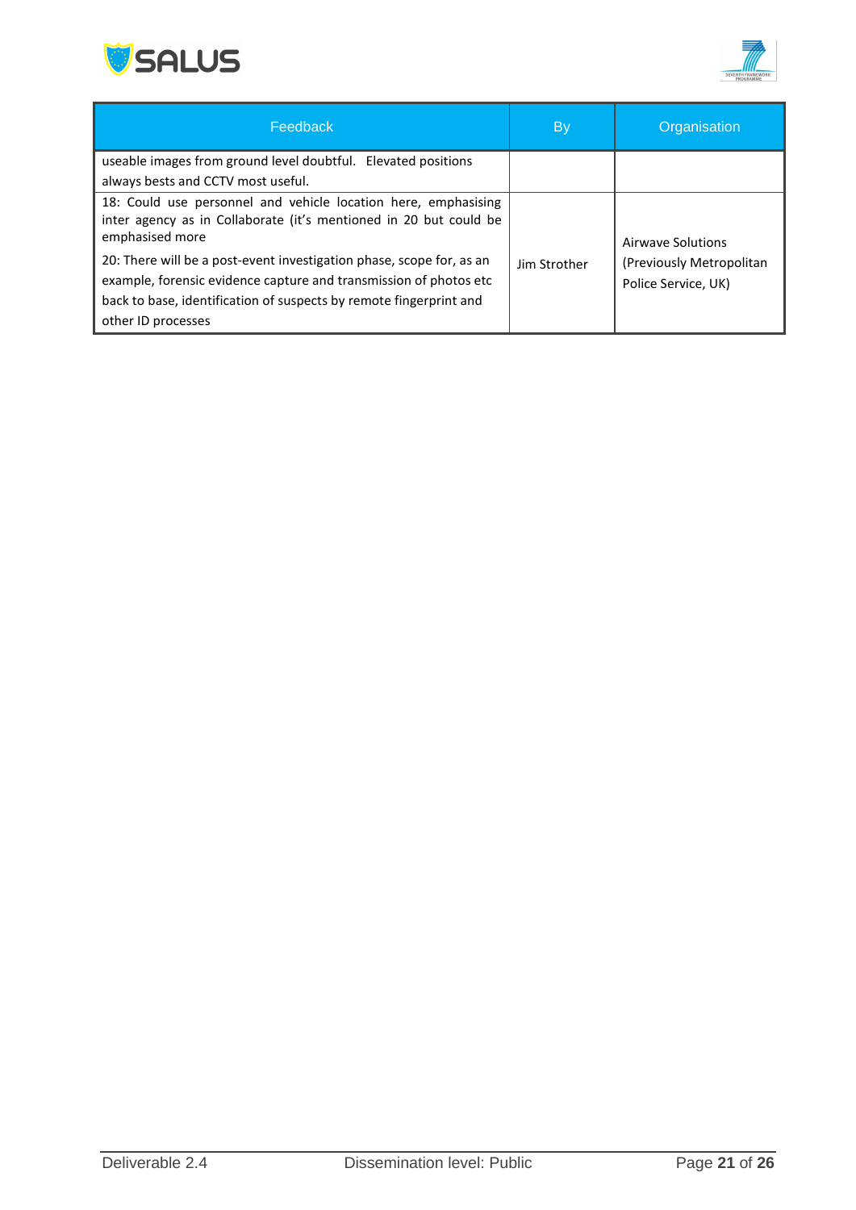| Feedback | By | Organisation |
|---|---|---|
| useable images from ground level doubtful. Elevated positions always bests and CCTV most useful. | | |
| 18: Could use personnel and vehicle location here, emphasising inter agency as in Collaborate (it's mentioned in 20 but could be emphasised more<br><br>20: There will be a post-event investigation phase, scope for, as an example, forensic evidence capture and transmission of photos etc back to base, identification of suspects by remote fingerprint and other ID processes | Jim Strother | Airwave Solutions (Previously Metropolitan Police Service, UK) |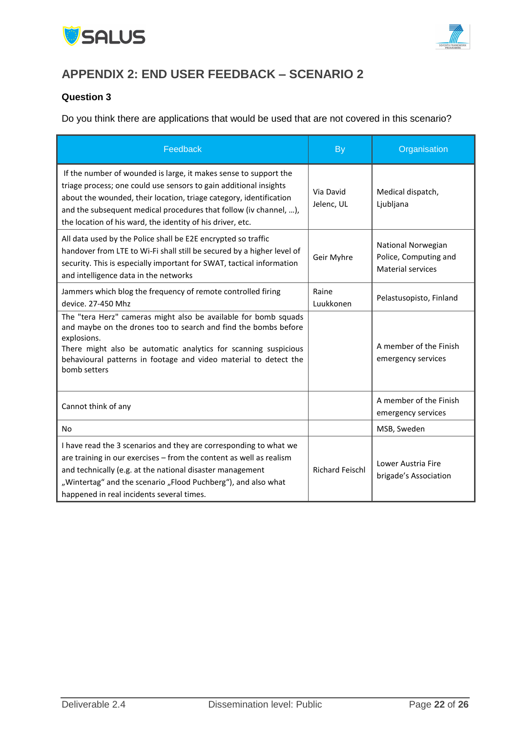# APPENDIX 2: END USER FEEDBACK – SCENARIO 2

**Question 3**

Do you think there are applications that would be used that are not covered in this scenario?

| Feedback | By | Organisation |
|---|---|---|
| If the number of wounded is large, it makes sense to support the triage process; one could use sensors to gain additional insights about the wounded, their location, triage category, identification and the subsequent medical procedures that follow (iv channel, …), the location of his ward, the identity of his driver, etc. | Via David Jelenc, UL | Medical dispatch, Ljubljana |
| All data used by the Police shall be E2E encrypted so traffic handover from LTE to Wi-Fi shall still be secured by a higher level of security. This is especially important for SWAT, tactical information and intelligence data in the networks | Geir Myhre | National Norwegian Police, Computing and Material services |
| Jammers which blog the frequency of remote controlled firing device. 27-450 Mhz | Raine Luukkonen | Pelastusopisto, Finland |
| The "tera Herz" cameras might also be available for bomb squads and maybe on the drones too to search and find the bombs before explosions.<br>There might also be automatic analytics for scanning suspicious behavioural patterns in footage and video material to detect the bomb setters | | A member of the Finish emergency services |
| Cannot think of any | | A member of the Finish emergency services |
| No | | MSB, Sweden |
| I have read the 3 scenarios and they are corresponding to what we are training in our exercises – from the content as well as realism and technically (e.g. at the national disaster management „Wintertag" and the scenario „Flood Puchberg"), and also what happened in real incidents several times. | Richard Feischl | Lower Austria Fire brigade's Association |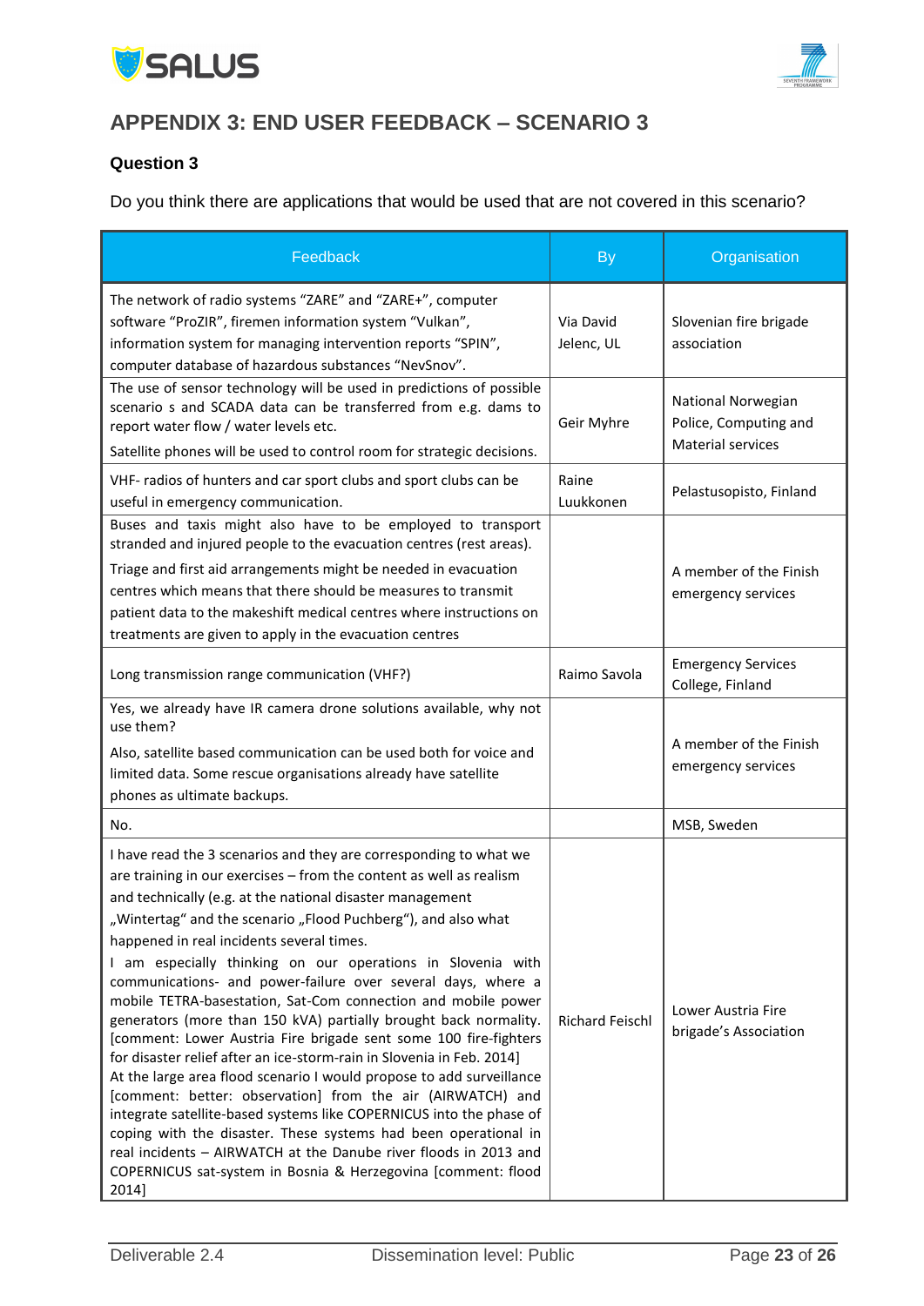# APPENDIX 3: END USER FEEDBACK – SCENARIO 3

### Question 3

Do you think there are applications that would be used that are not covered in this scenario?

| Feedback | By | Organisation |
|---|---|---|
| The network of radio systems "ZARE" and "ZARE+", computer software "ProZIR", firemen information system "Vulkan", information system for managing intervention reports "SPIN", computer database of hazardous substances "NevSnov". | Via David Jelenc, UL | Slovenian fire brigade association |
| The use of sensor technology will be used in predictions of possible scenario s and SCADA data can be transferred from e.g. dams to report water flow / water levels etc.<br>Satellite phones will be used to control room for strategic decisions. | Geir Myhre | National Norwegian Police, Computing and Material services |
| VHF- radios of hunters and car sport clubs and sport clubs can be useful in emergency communication. | Raine Luukkonen | Pelastusopisto, Finland |
| Buses and taxis might also have to be employed to transport stranded and injured people to the evacuation centres (rest areas).<br>Triage and first aid arrangements might be needed in evacuation centres which means that there should be measures to transmit patient data to the makeshift medical centres where instructions on treatments are given to apply in the evacuation centres | | A member of the Finish emergency services |
| Long transmission range communication (VHF?) | Raimo Savola | Emergency Services College, Finland |
| Yes, we already have IR camera drone solutions available, why not use them?<br>Also, satellite based communication can be used both for voice and limited data. Some rescue organisations already have satellite phones as ultimate backups. | | A member of the Finish emergency services |
| No. | | MSB, Sweden |
| I have read the 3 scenarios and they are corresponding to what we are training in our exercises – from the content as well as realism and technically (e.g. at the national disaster management „Wintertag" and the scenario „Flood Puchberg"), and also what happened in real incidents several times.<br>I am especially thinking on our operations in Slovenia with communications- and power-failure over several days, where a mobile TETRA-basestation, Sat-Com connection and mobile power generators (more than 150 kVA) partially brought back normality. [comment: Lower Austria Fire brigade sent some 100 fire-fighters for disaster relief after an ice-storm-rain in Slovenia in Feb. 2014]<br>At the large area flood scenario I would propose to add surveillance [comment: better: observation] from the air (AIRWATCH) and integrate satellite-based systems like COPERNICUS into the phase of coping with the disaster. These systems had been operational in real incidents – AIRWATCH at the Danube river floods in 2013 and COPERNICUS sat-system in Bosnia & Herzegovina [comment: flood 2014] | Richard Feischl | Lower Austria Fire brigade's Association |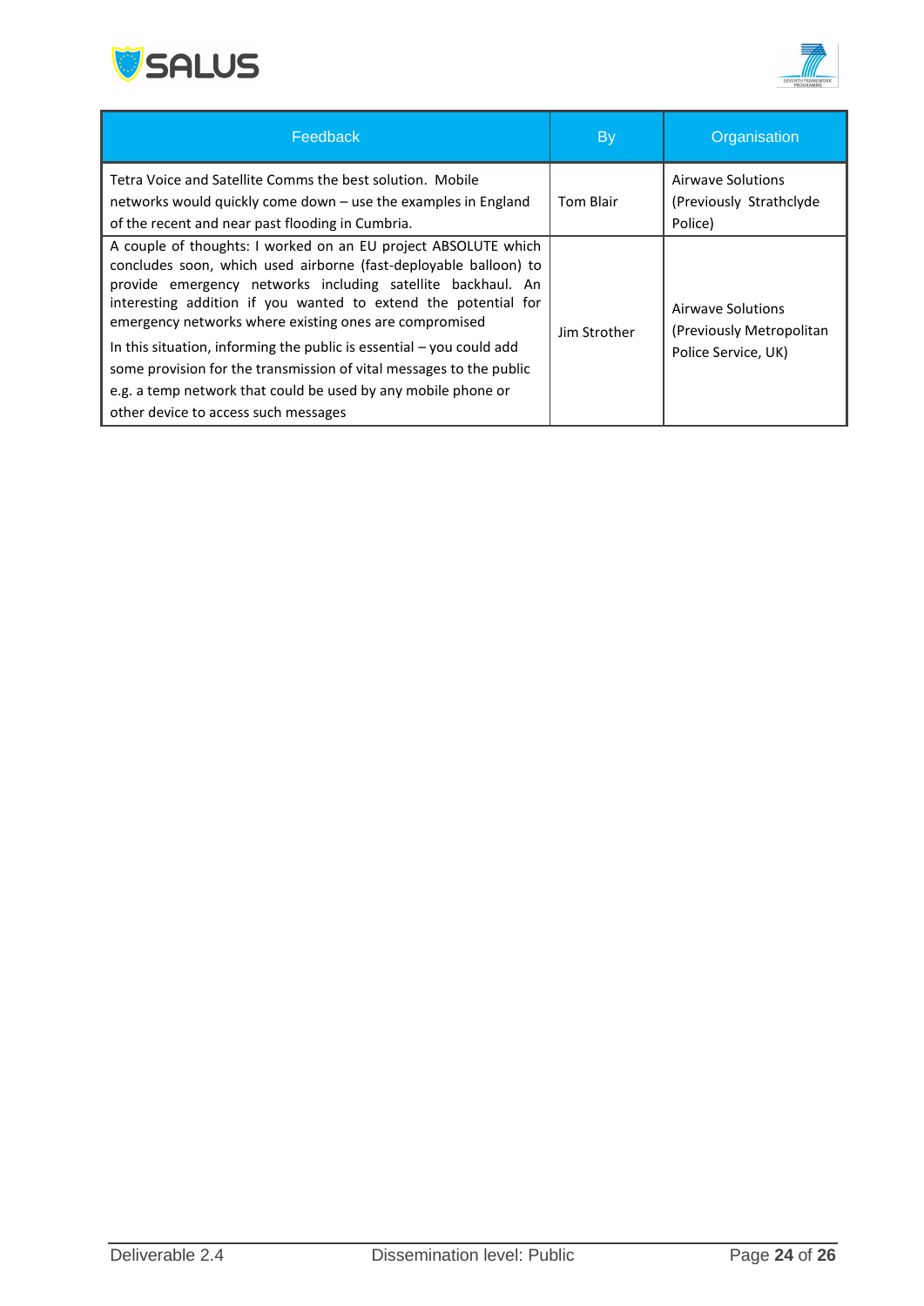| Feedback | By | Organisation |
|---|---|---|
| Tetra Voice and Satellite Comms the best solution. Mobile networks would quickly come down – use the examples in England of the recent and near past flooding in Cumbria. | Tom Blair | Airwave Solutions (Previously Strathclyde Police) |
| A couple of thoughts: I worked on an EU project ABSOLUTE which concludes soon, which used airborne (fast-deployable balloon) to provide emergency networks including satellite backhaul. An interesting addition if you wanted to extend the potential for emergency networks where existing ones are compromised<br>In this situation, informing the public is essential – you could add some provision for the transmission of vital messages to the public e.g. a temp network that could be used by any mobile phone or other device to access such messages | Jim Strother | Airwave Solutions (Previously Metropolitan Police Service, UK) |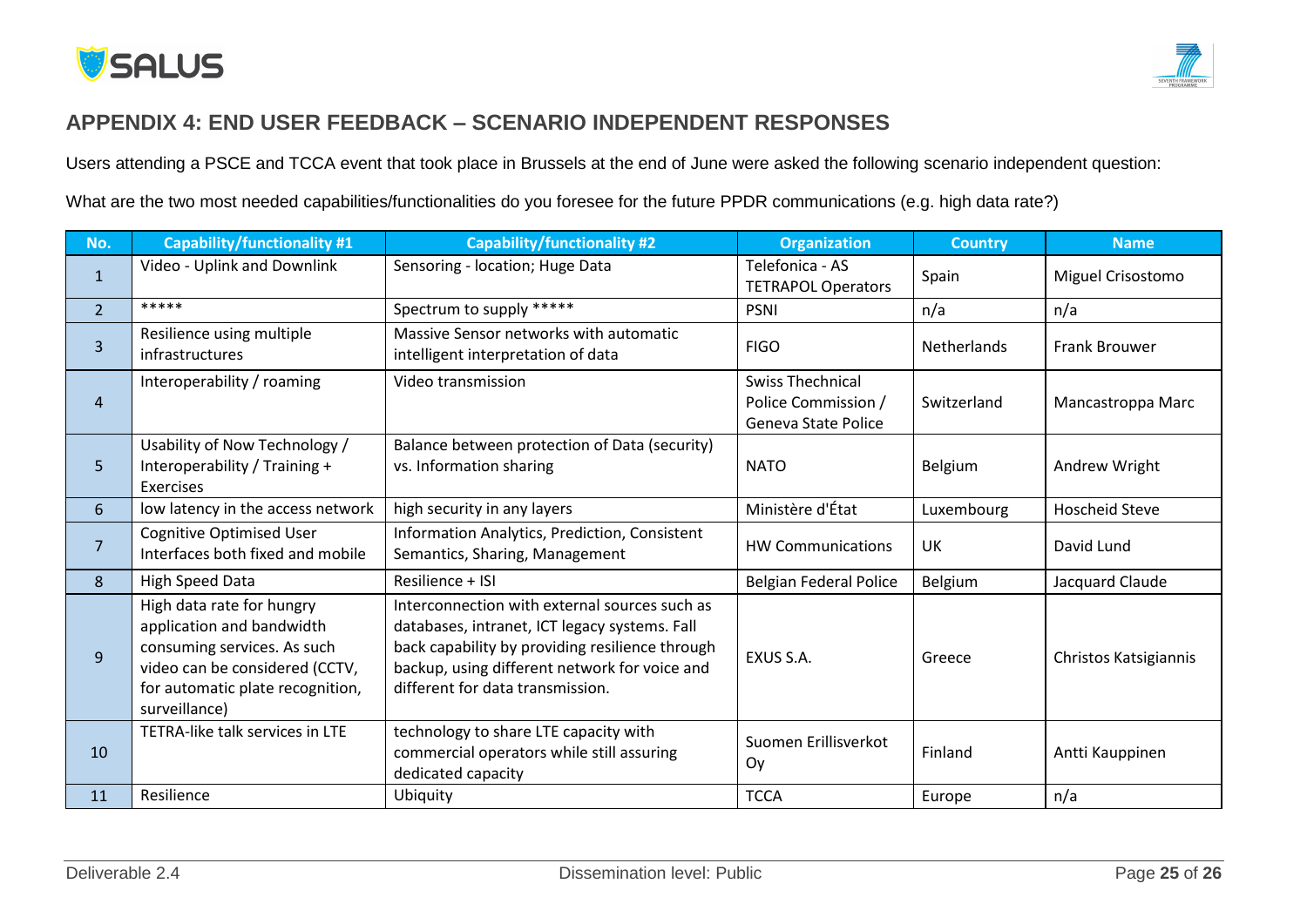# APPENDIX 4: END USER FEEDBACK – SCENARIO INDEPENDENT RESPONSES

Users attending a PSCE and TCCA event that took place in Brussels at the end of June were asked the following scenario independent question:

What are the two most needed capabilities/functionalities do you foresee for the future PPDR communications (e.g. high data rate?)

| No. | Capability/functionality #1 | Capability/functionality #2 | Organization | Country | Name |
|---|---|---|---|---|---|
| 1 | Video - Uplink and Downlink | Sensoring - location; Huge Data | Telefonica - AS TETRAPOL Operators | Spain | Miguel Crisostomo |
| 2 | ***** | Spectrum to supply ***** | PSNI | n/a | n/a |
| 3 | Resilience using multiple infrastructures | Massive Sensor networks with automatic intelligent interpretation of data | FIGO | Netherlands | Frank Brouwer |
| 4 | Interoperability / roaming | Video transmission | Swiss Thechnical Police Commission / Geneva State Police | Switzerland | Mancastroppa Marc |
| 5 | Usability of Now Technology / Interoperability / Training + Exercises | Balance between protection of Data (security) vs. Information sharing | NATO | Belgium | Andrew Wright |
| 6 | low latency in the access network | high security in any layers | Ministère d'État | Luxembourg | Hoscheid Steve |
| 7 | Cognitive Optimised User Interfaces both fixed and mobile | Information Analytics, Prediction, Consistent Semantics, Sharing, Management | HW Communications | UK | David Lund |
| 8 | High Speed Data | Resilience + ISI | Belgian Federal Police | Belgium | Jacquard Claude |
| 9 | High data rate for hungry application and bandwidth consuming services. As such video can be considered (CCTV, for automatic plate recognition, surveillance) | Interconnection with external sources such as databases, intranet, ICT legacy systems. Fall back capability by providing resilience through backup, using different network for voice and different for data transmission. | EXUS S.A. | Greece | Christos Katsigiannis |
| 10 | TETRA-like talk services in LTE | technology to share LTE capacity with commercial operators while still assuring dedicated capacity | Suomen Erillisverkot Oy | Finland | Antti Kauppinen |
| 11 | Resilience | Ubiquity | TCCA | Europe | n/a |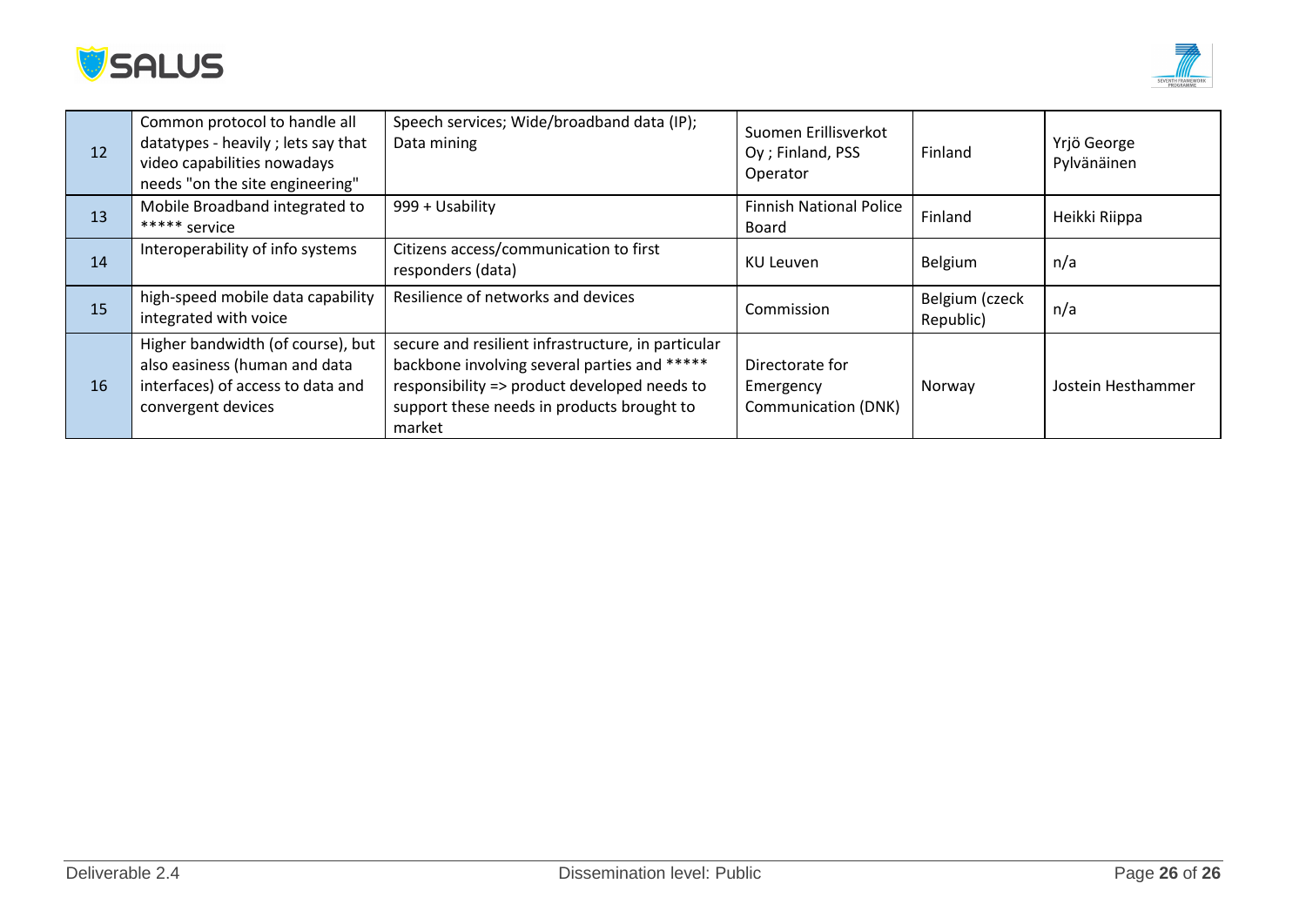| | | | | | |
|---|---|---|---|---|---|
| 12 | Common protocol to handle all datatypes - heavily ; lets say that video capabilities nowadays needs "on the site engineering" | Speech services; Wide/broadband data (IP); Data mining | Suomen Erillisverkot Oy ; Finland, PSS Operator | Finland | Yrjö George Pylvänäinen |
| 13 | Mobile Broadband integrated to ***** service | 999 + Usability | Finnish National Police Board | Finland | Heikki Riippa |
| 14 | Interoperability of info systems | Citizens access/communication to first responders (data) | KU Leuven | Belgium | n/a |
| 15 | high-speed mobile data capability integrated with voice | Resilience of networks and devices | Commission | Belgium (czeck Republic) | n/a |
| 16 | Higher bandwidth (of course), but also easiness (human and data interfaces) of access to data and convergent devices | secure and resilient infrastructure, in particular backbone involving several parties and ***** responsibility => product developed needs to support these needs in products brought to market | Directorate for Emergency Communication (DNK) | Norway | Jostein Hesthammer |